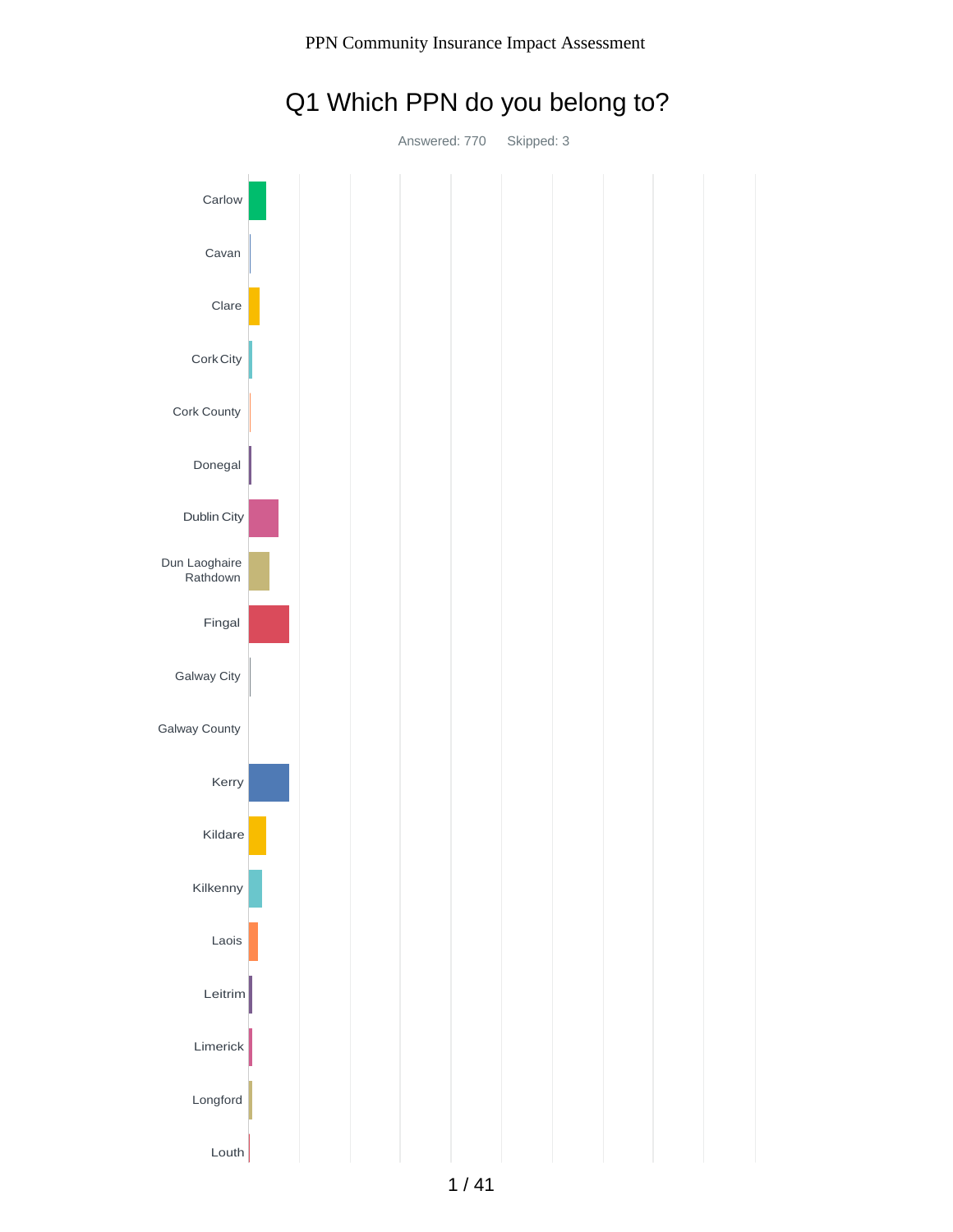# Q1 Which PPN do you belong to?

Answered: 770    Skipped: 3

Carlow

Cavan

Clare

Cork City

Cork County

Donegal

Dublin City

Dun Laoghaire Rathdown

Fingal

Galway City

Galway County

Kerry

Kildare

Kilkenny

Laois

Leitrim

Limerick

Longford

Louth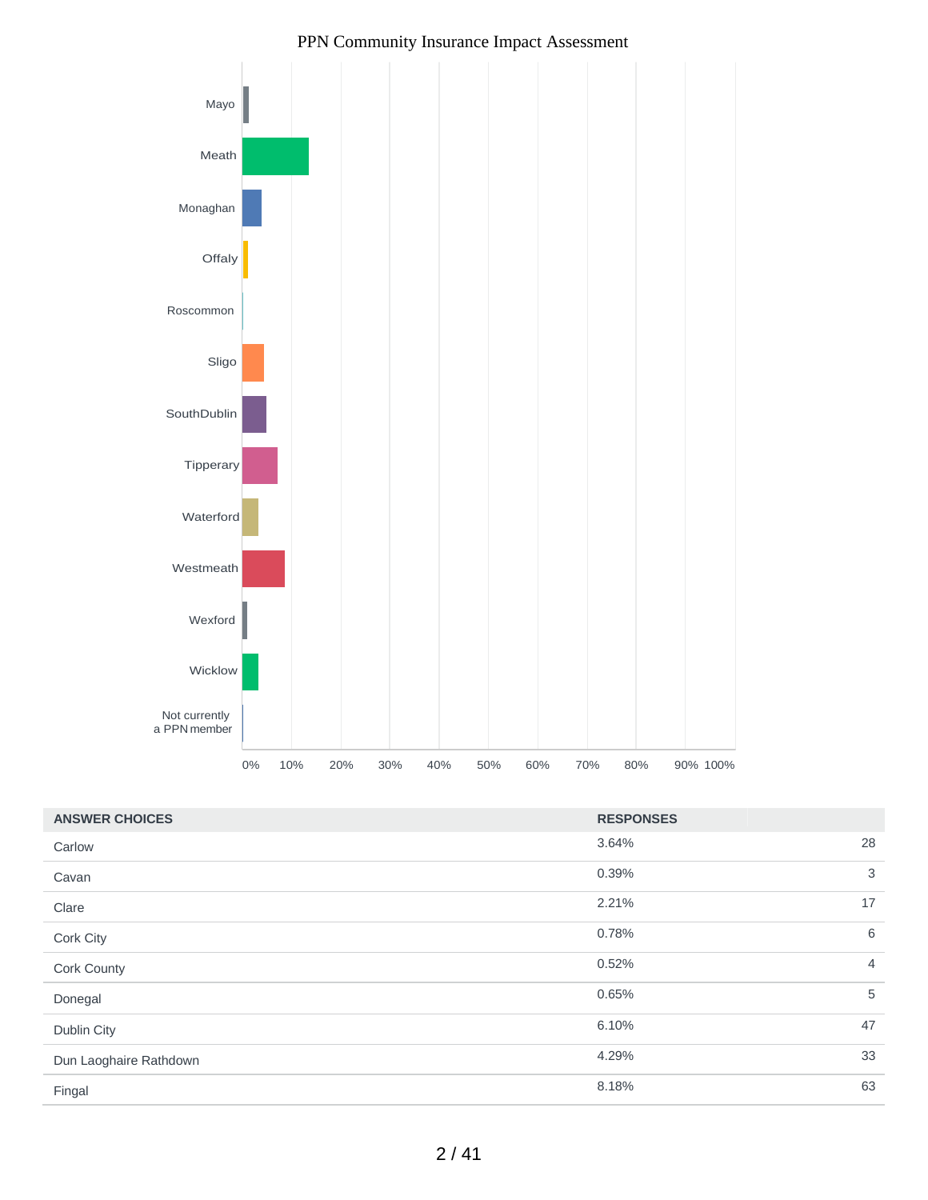PPN Community Insurance Impact Assessment

| ANSWER CHOICES | RESPONSES | |
|---|---|---|
| Carlow | 3.64% | 28 |
| Cavan | 0.39% | 3 |
| Clare | 2.21% | 17 |
| Cork City | 0.78% | 6 |
| Cork County | 0.52% | 4 |
| Donegal | 0.65% | 5 |
| Dublin City | 6.10% | 47 |
| Dun Laoghaire Rathdown | 4.29% | 33 |
| Fingal | 8.18% | 63 |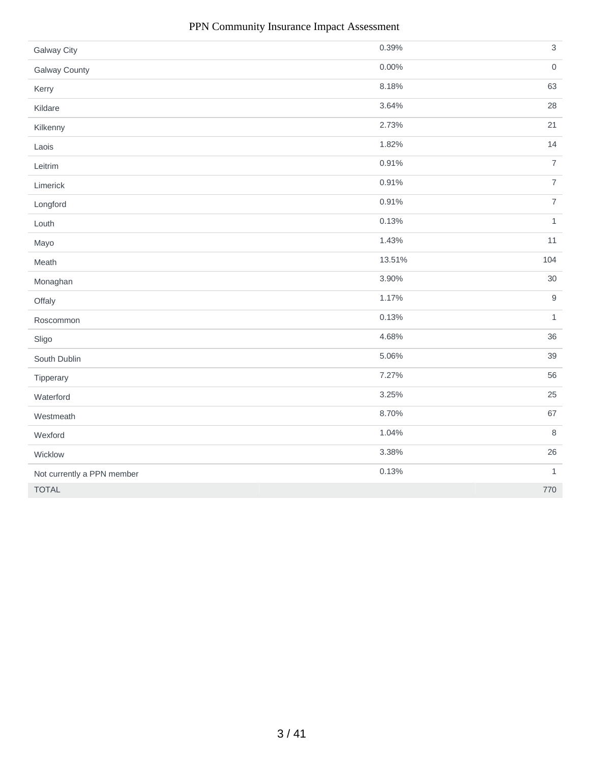| | | |
|---|---|---|
| Galway City | 0.39% | 3 |
| Galway County | 0.00% | 0 |
| Kerry | 8.18% | 63 |
| Kildare | 3.64% | 28 |
| Kilkenny | 2.73% | 21 |
| Laois | 1.82% | 14 |
| Leitrim | 0.91% | 7 |
| Limerick | 0.91% | 7 |
| Longford | 0.91% | 7 |
| Louth | 0.13% | 1 |
| Mayo | 1.43% | 11 |
| Meath | 13.51% | 104 |
| Monaghan | 3.90% | 30 |
| Offaly | 1.17% | 9 |
| Roscommon | 0.13% | 1 |
| Sligo | 4.68% | 36 |
| South Dublin | 5.06% | 39 |
| Tipperary | 7.27% | 56 |
| Waterford | 3.25% | 25 |
| Westmeath | 8.70% | 67 |
| Wexford | 1.04% | 8 |
| Wicklow | 3.38% | 26 |
| Not currently a PPN member | 0.13% | 1 |
| TOTAL | | 770 |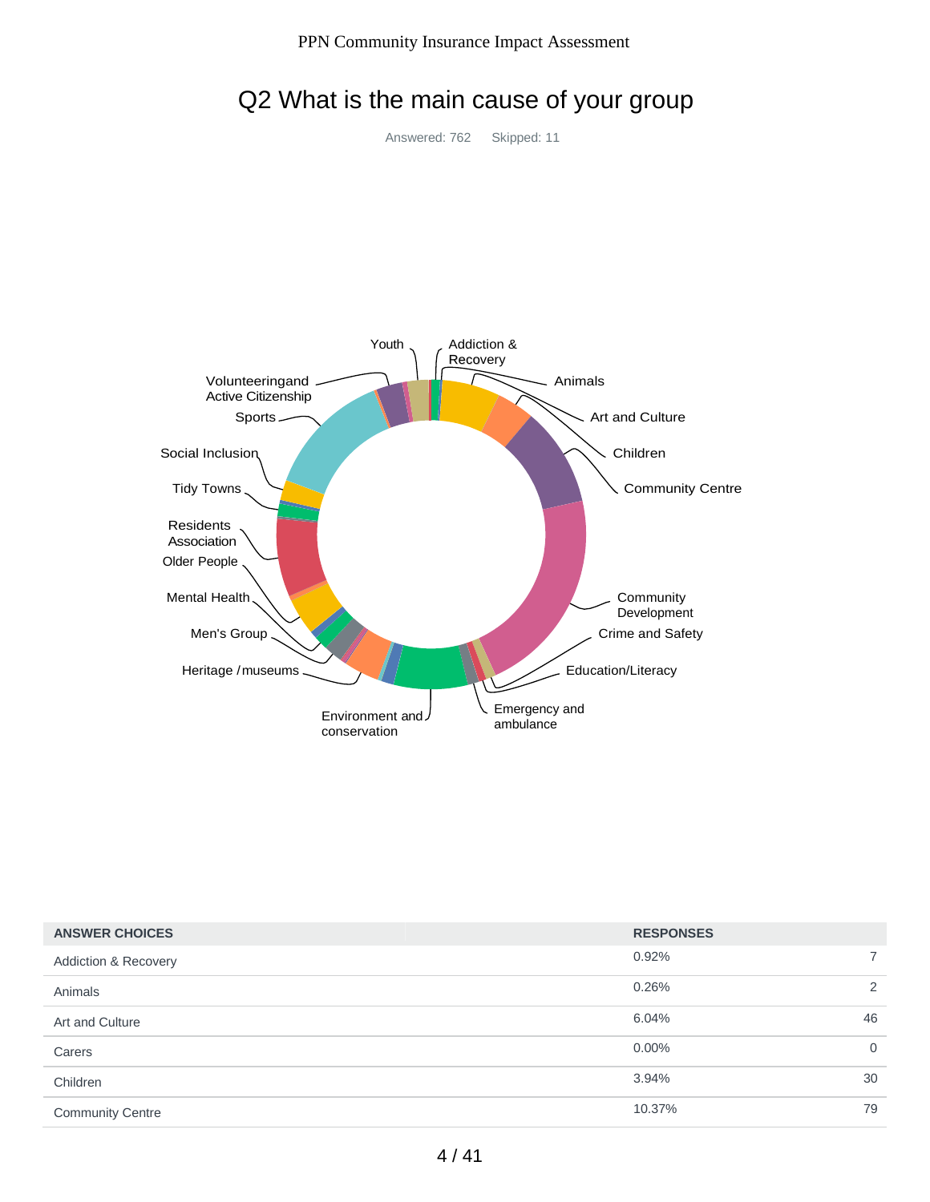## Q2 What is the main cause of your group

Answered: 762 Skipped: 11

| ANSWER CHOICES | RESPONSES | |
|---|---|---|
| Addiction & Recovery | 0.92% | 7 |
| Animals | 0.26% | 2 |
| Art and Culture | 6.04% | 46 |
| Carers | 0.00% | 0 |
| Children | 3.94% | 30 |
| Community Centre | 10.37% | 79 |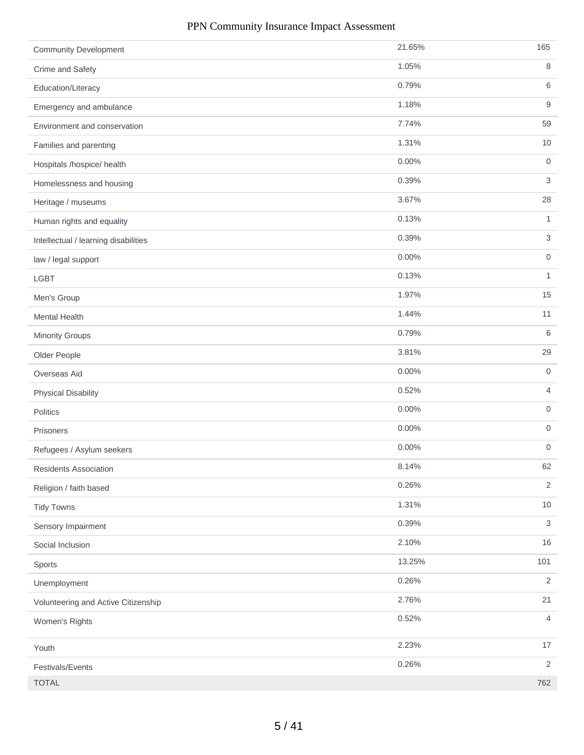| | | |
|---|---|---|
| Community Development | 21.65% | 165 |
| Crime and Safety | 1.05% | 8 |
| Education/Literacy | 0.79% | 6 |
| Emergency and ambulance | 1.18% | 9 |
| Environment and conservation | 7.74% | 59 |
| Families and parenting | 1.31% | 10 |
| Hospitals /hospice/ health | 0.00% | 0 |
| Homelessness and housing | 0.39% | 3 |
| Heritage / museums | 3.67% | 28 |
| Human rights and equality | 0.13% | 1 |
| Intellectual / learning disabilities | 0.39% | 3 |
| law / legal support | 0.00% | 0 |
| LGBT | 0.13% | 1 |
| Men's Group | 1.97% | 15 |
| Mental Health | 1.44% | 11 |
| Minority Groups | 0.79% | 6 |
| Older People | 3.81% | 29 |
| Overseas Aid | 0.00% | 0 |
| Physical Disability | 0.52% | 4 |
| Politics | 0.00% | 0 |
| Prisoners | 0.00% | 0 |
| Refugees / Asylum seekers | 0.00% | 0 |
| Residents Association | 8.14% | 62 |
| Religion / faith based | 0.26% | 2 |
| Tidy Towns | 1.31% | 10 |
| Sensory Impairment | 0.39% | 3 |
| Social Inclusion | 2.10% | 16 |
| Sports | 13.25% | 101 |
| Unemployment | 0.26% | 2 |
| Volunteering and Active Citizenship | 2.76% | 21 |
| Women's Rights | 0.52% | 4 |
| Youth | 2.23% | 17 |
| Festivals/Events | 0.26% | 2 |
| TOTAL | | 762 |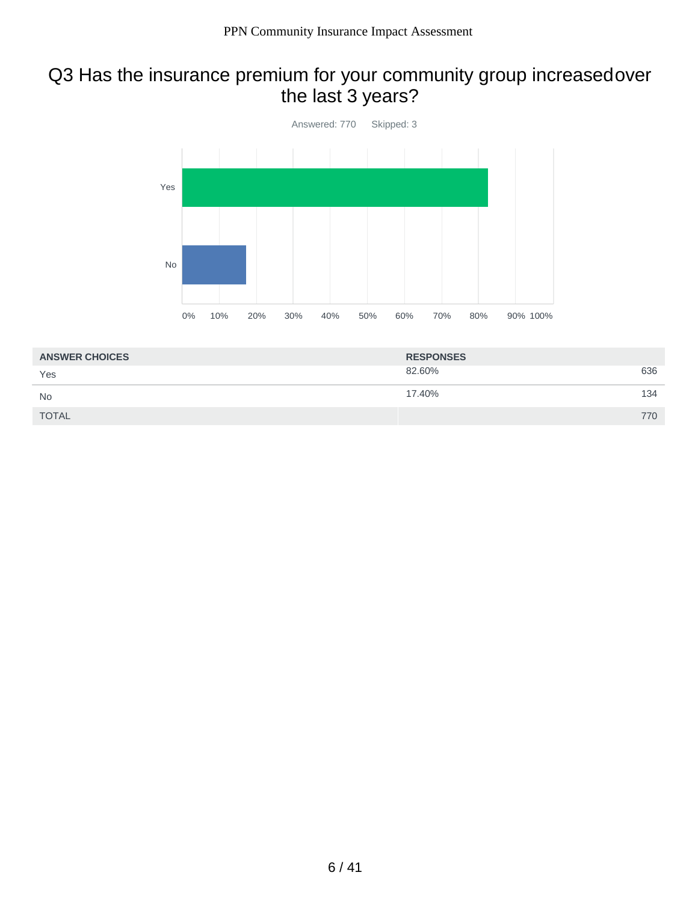## Q3 Has the insurance premium for your community group increasedover the last 3 years?

Answered: 770 Skipped: 3

| ANSWER CHOICES | RESPONSES | |
|---|---|---|
| Yes | 82.60% | 636 |
| No | 17.40% | 134 |
| TOTAL | | 770 |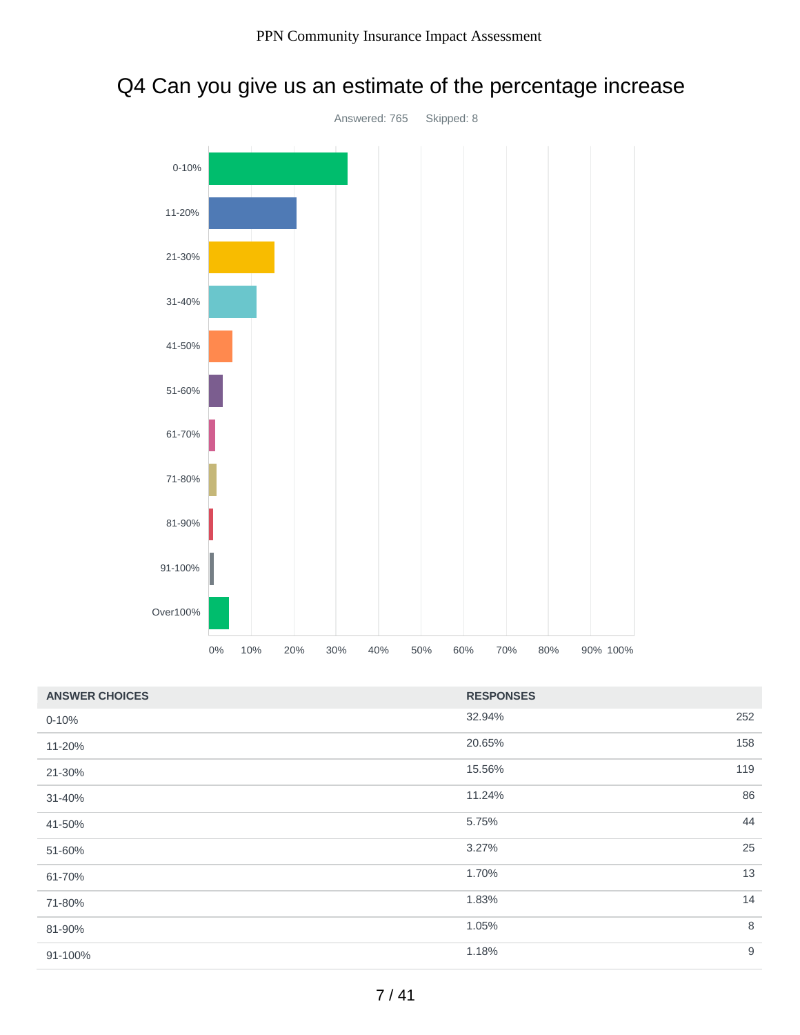# Q4 Can you give us an estimate of the percentage increase

Answered: 765 Skipped: 8

| ANSWER CHOICES | RESPONSES | |
|---|---|---|
| 0-10% | 32.94% | 252 |
| 11-20% | 20.65% | 158 |
| 21-30% | 15.56% | 119 |
| 31-40% | 11.24% | 86 |
| 41-50% | 5.75% | 44 |
| 51-60% | 3.27% | 25 |
| 61-70% | 1.70% | 13 |
| 71-80% | 1.83% | 14 |
| 81-90% | 1.05% | 8 |
| 91-100% | 1.18% | 9 |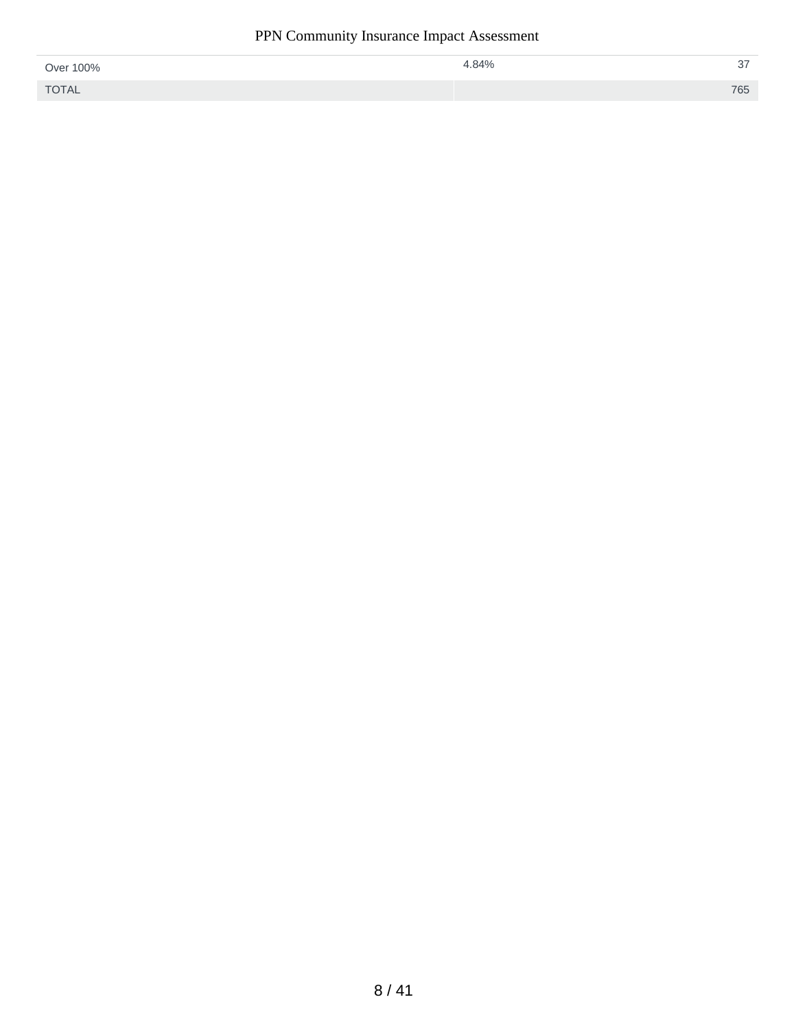| | | |
|---|---|---|
| Over 100% | 4.84% | 37 |
| TOTAL | | 765 |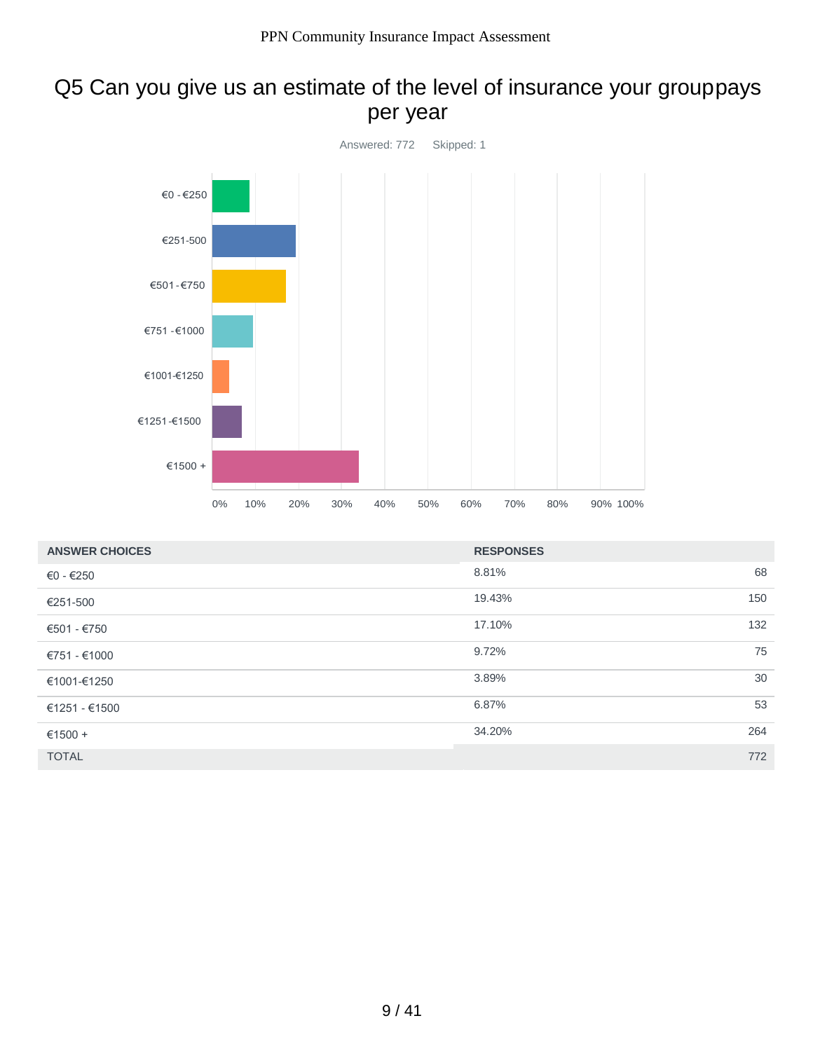## Q5 Can you give us an estimate of the level of insurance your grouppays per year

Answered: 772 Skipped: 1

| ANSWER CHOICES | RESPONSES | |
|---|---|---|
| €0 - €250 | 8.81% | 68 |
| €251-500 | 19.43% | 150 |
| €501 - €750 | 17.10% | 132 |
| €751 - €1000 | 9.72% | 75 |
| €1001-€1250 | 3.89% | 30 |
| €1251 - €1500 | 6.87% | 53 |
| €1500 + | 34.20% | 264 |
| TOTAL | | 772 |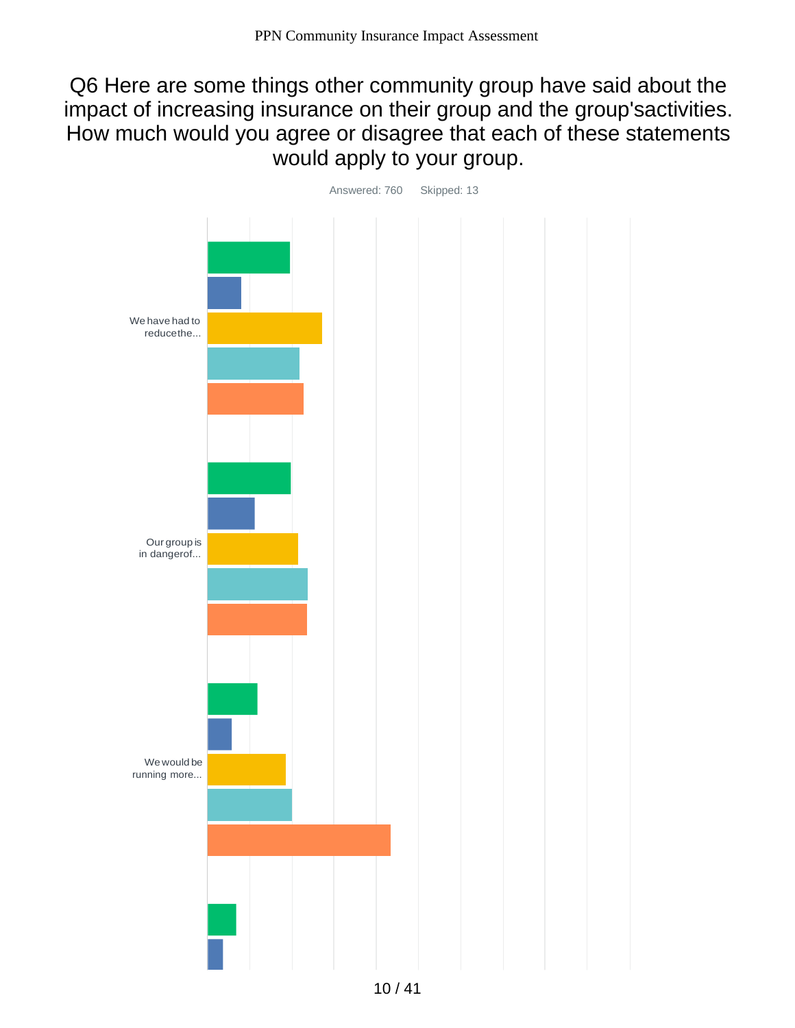# Q6 Here are some things other community group have said about the impact of increasing insurance on their group and the group'sactivities. How much would you agree or disagree that each of these statements would apply to your group.

Answered: 760 Skipped: 13

We have had to reducethe...

Our group is in dangerof...

We would be running more...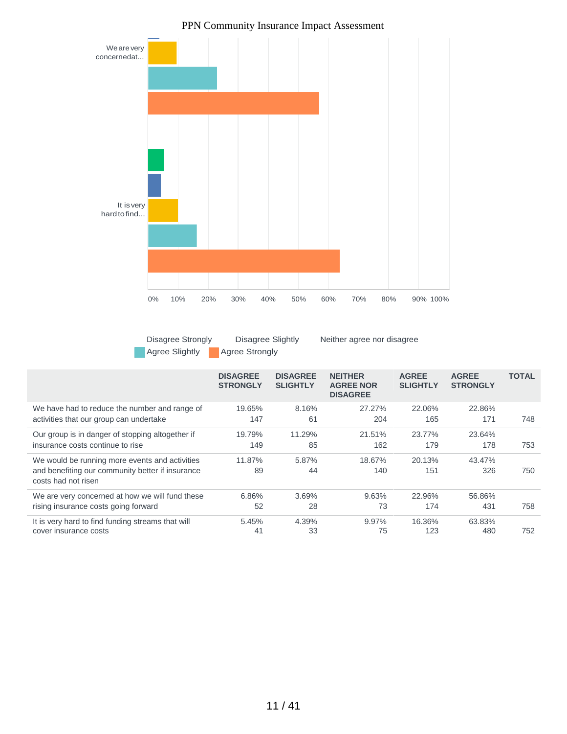PPN Community Insurance Impact Assessment

We are very concernedat...

It is very hard to find...

0% 10% 20% 30% 40% 50% 60% 70% 80% 90% 100%

Disagree Strongly | Disagree Slightly | Neither agree nor disagree | Agree Slightly | Agree Strongly

| | DISAGREE STRONGLY | DISAGREE SLIGHTLY | NEITHER AGREE NOR DISAGREE | AGREE SLIGHTLY | AGREE STRONGLY | TOTAL |
|---|---|---|---|---|---|---|
| We have had to reduce the number and range of activities that our group can undertake | 19.65%<br>147 | 8.16%<br>61 | 27.27%<br>204 | 22.06%<br>165 | 22.86%<br>171 | 748 |
| Our group is in danger of stopping altogether if insurance costs continue to rise | 19.79%<br>149 | 11.29%<br>85 | 21.51%<br>162 | 23.77%<br>179 | 23.64%<br>178 | 753 |
| We would be running more events and activities and benefiting our community better if insurance costs had not risen | 11.87%<br>89 | 5.87%<br>44 | 18.67%<br>140 | 20.13%<br>151 | 43.47%<br>326 | 750 |
| We are very concerned at how we will fund these rising insurance costs going forward | 6.86%<br>52 | 3.69%<br>28 | 9.63%<br>73 | 22.96%<br>174 | 56.86%<br>431 | 758 |
| It is very hard to find funding streams that will cover insurance costs | 5.45%<br>41 | 4.39%<br>33 | 9.97%<br>75 | 16.36%<br>123 | 63.83%<br>480 | 752 |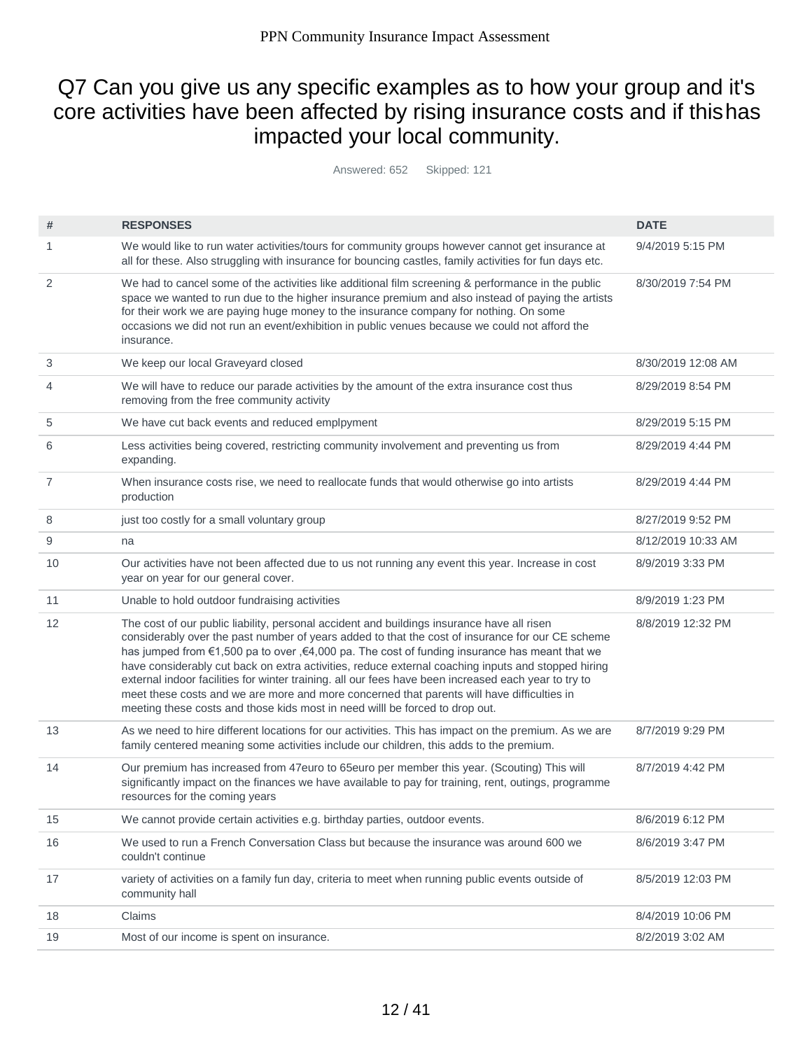## Q7 Can you give us any specific examples as to how your group and it's core activities have been affected by rising insurance costs and if this has impacted your local community.

Answered: 652 Skipped: 121

| # | RESPONSES | DATE |
|---|---|---|
| 1 | We would like to run water activities/tours for community groups however cannot get insurance at all for these. Also struggling with insurance for bouncing castles, family activities for fun days etc. | 9/4/2019 5:15 PM |
| 2 | We had to cancel some of the activities like additional film screening & performance in the public space we wanted to run due to the higher insurance premium and also instead of paying the artists for their work we are paying huge money to the insurance company for nothing. On some occasions we did not run an event/exhibition in public venues because we could not afford the insurance. | 8/30/2019 7:54 PM |
| 3 | We keep our local Graveyard closed | 8/30/2019 12:08 AM |
| 4 | We will have to reduce our parade activities by the amount of the extra insurance cost thus removing from the free community activity | 8/29/2019 8:54 PM |
| 5 | We have cut back events and reduced emplpyment | 8/29/2019 5:15 PM |
| 6 | Less activities being covered, restricting community involvement and preventing us from expanding. | 8/29/2019 4:44 PM |
| 7 | When insurance costs rise, we need to reallocate funds that would otherwise go into artists production | 8/29/2019 4:44 PM |
| 8 | just too costly for a small voluntary group | 8/27/2019 9:52 PM |
| 9 | na | 8/12/2019 10:33 AM |
| 10 | Our activities have not been affected due to us not running any event this year. Increase in cost year on year for our general cover. | 8/9/2019 3:33 PM |
| 11 | Unable to hold outdoor fundraising activities | 8/9/2019 1:23 PM |
| 12 | The cost of our public liability, personal accident and buildings insurance have all risen considerably over the past number of years added to that the cost of insurance for our CE scheme has jumped from €1,500 pa to over ,€4,000 pa. The cost of funding insurance has meant that we have considerably cut back on extra activities, reduce external coaching inputs and stopped hiring external indoor facilities for winter training. all our fees have been increased each year to try to meet these costs and we are more and more concerned that parents will have difficulties in meeting these costs and those kids most in need willl be forced to drop out. | 8/8/2019 12:32 PM |
| 13 | As we need to hire different locations for our activities. This has impact on the premium. As we are family centered meaning some activities include our children, this adds to the premium. | 8/7/2019 9:29 PM |
| 14 | Our premium has increased from 47euro to 65euro per member this year. (Scouting) This will significantly impact on the finances we have available to pay for training, rent, outings, programme resources for the coming years | 8/7/2019 4:42 PM |
| 15 | We cannot provide certain activities e.g. birthday parties, outdoor events. | 8/6/2019 6:12 PM |
| 16 | We used to run a French Conversation Class but because the insurance was around 600 we couldn't continue | 8/6/2019 3:47 PM |
| 17 | variety of activities on a family fun day, criteria to meet when running public events outside of community hall | 8/5/2019 12:03 PM |
| 18 | Claims | 8/4/2019 10:06 PM |
| 19 | Most of our income is spent on insurance. | 8/2/2019 3:02 AM |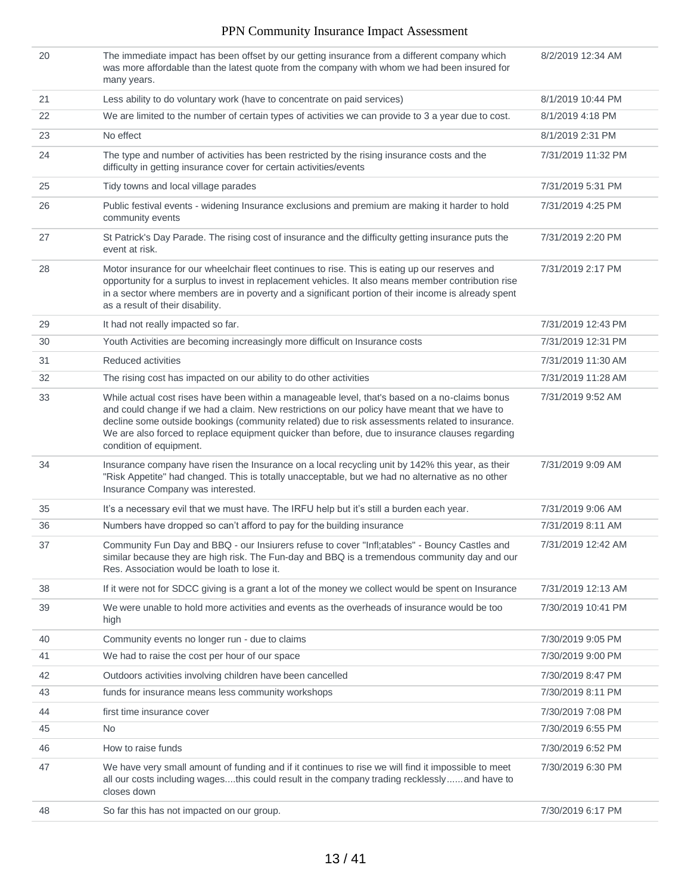| | | |
|---|---|---|
| 20 | The immediate impact has been offset by our getting insurance from a different company which was more affordable than the latest quote from the company with whom we had been insured for many years. | 8/2/2019 12:34 AM |
| 21 | Less ability to do voluntary work (have to concentrate on paid services) | 8/1/2019 10:44 PM |
| 22 | We are limited to the number of certain types of activities we can provide to 3 a year due to cost. | 8/1/2019 4:18 PM |
| 23 | No effect | 8/1/2019 2:31 PM |
| 24 | The type and number of activities has been restricted by the rising insurance costs and the difficulty in getting insurance cover for certain activities/events | 7/31/2019 11:32 PM |
| 25 | Tidy towns and local village parades | 7/31/2019 5:31 PM |
| 26 | Public festival events - widening Insurance exclusions and premium are making it harder to hold community events | 7/31/2019 4:25 PM |
| 27 | St Patrick's Day Parade. The rising cost of insurance and the difficulty getting insurance puts the event at risk. | 7/31/2019 2:20 PM |
| 28 | Motor insurance for our wheelchair fleet continues to rise. This is eating up our reserves and opportunity for a surplus to invest in replacement vehicles. It also means member contribution rise in a sector where members are in poverty and a significant portion of their income is already spent as a result of their disability. | 7/31/2019 2:17 PM |
| 29 | It had not really impacted so far. | 7/31/2019 12:43 PM |
| 30 | Youth Activities are becoming increasingly more difficult on Insurance costs | 7/31/2019 12:31 PM |
| 31 | Reduced activities | 7/31/2019 11:30 AM |
| 32 | The rising cost has impacted on our ability to do other activities | 7/31/2019 11:28 AM |
| 33 | While actual cost rises have been within a manageable level, that's based on a no-claims bonus and could change if we had a claim. New restrictions on our policy have meant that we have to decline some outside bookings (community related) due to risk assessments related to insurance. We are also forced to replace equipment quicker than before, due to insurance clauses regarding condition of equipment. | 7/31/2019 9:52 AM |
| 34 | Insurance company have risen the Insurance on a local recycling unit by 142% this year, as their "Risk Appetite" had changed. This is totally unacceptable, but we had no alternative as no other Insurance Company was interested. | 7/31/2019 9:09 AM |
| 35 | It's a necessary evil that we must have. The IRFU help but it's still a burden each year. | 7/31/2019 9:06 AM |
| 36 | Numbers have dropped so can't afford to pay for the building insurance | 7/31/2019 8:11 AM |
| 37 | Community Fun Day and BBQ - our Insiurers refuse to cover "Infl;atables" - Bouncy Castles and similar because they are high risk. The Fun-day and BBQ is a tremendous community day and our Res. Association would be loath to lose it. | 7/31/2019 12:42 AM |
| 38 | If it were not for SDCC giving is a grant a lot of the money we collect would be spent on Insurance | 7/31/2019 12:13 AM |
| 39 | We were unable to hold more activities and events as the overheads of insurance would be too high | 7/30/2019 10:41 PM |
| 40 | Community events no longer run - due to claims | 7/30/2019 9:05 PM |
| 41 | We had to raise the cost per hour of our space | 7/30/2019 9:00 PM |
| 42 | Outdoors activities involving children have been cancelled | 7/30/2019 8:47 PM |
| 43 | funds for insurance means less community workshops | 7/30/2019 8:11 PM |
| 44 | first time insurance cover | 7/30/2019 7:08 PM |
| 45 | No | 7/30/2019 6:55 PM |
| 46 | How to raise funds | 7/30/2019 6:52 PM |
| 47 | We have very small amount of funding and if it continues to rise we will find it impossible to meet all our costs including wages....this could result in the company trading recklessly......and have to closes down | 7/30/2019 6:30 PM |
| 48 | So far this has not impacted on our group. | 7/30/2019 6:17 PM |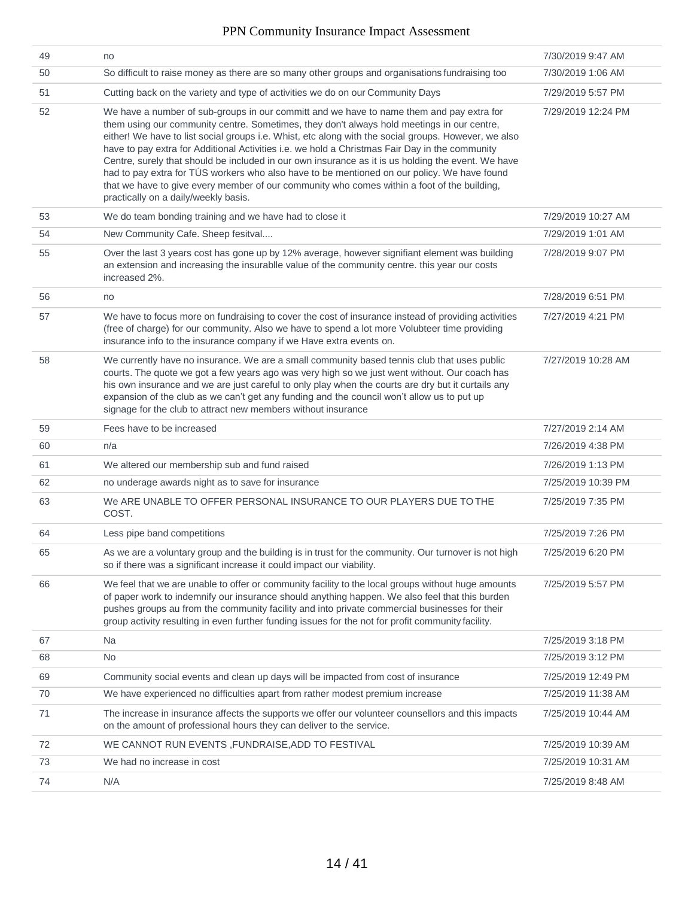| | | |
|---|---|---|
| 49 | no | 7/30/2019 9:47 AM |
| 50 | So difficult to raise money as there are so many other groups and organisations fundraising too | 7/30/2019 1:06 AM |
| 51 | Cutting back on the variety and type of activities we do on our Community Days | 7/29/2019 5:57 PM |
| 52 | We have a number of sub-groups in our committ and we have to name them and pay extra for them using our community centre. Sometimes, they don't always hold meetings in our centre, either! We have to list social groups i.e. Whist, etc along with the social groups. However, we also have to pay extra for Additional Activities i.e. we hold a Christmas Fair Day in the community Centre, surely that should be included in our own insurance as it is us holding the event. We have had to pay extra for TÚS workers who also have to be mentioned on our policy. We have found that we have to give every member of our community who comes within a foot of the building, practically on a daily/weekly basis. | 7/29/2019 12:24 PM |
| 53 | We do team bonding training and we have had to close it | 7/29/2019 10:27 AM |
| 54 | New Community Cafe. Sheep fesitval.... | 7/29/2019 1:01 AM |
| 55 | Over the last 3 years cost has gone up by 12% average, however signifiant element was building an extension and increasing the insurablle value of the community centre. this year our costs increased 2%. | 7/28/2019 9:07 PM |
| 56 | no | 7/28/2019 6:51 PM |
| 57 | We have to focus more on fundraising to cover the cost of insurance instead of providing activities (free of charge) for our community. Also we have to spend a lot more Volubteer time providing insurance info to the insurance company if we Have extra events on. | 7/27/2019 4:21 PM |
| 58 | We currently have no insurance. We are a small community based tennis club that uses public courts. The quote we got a few years ago was very high so we just went without. Our coach has his own insurance and we are just careful to only play when the courts are dry but it curtails any expansion of the club as we can't get any funding and the council won't allow us to put up signage for the club to attract new members without insurance | 7/27/2019 10:28 AM |
| 59 | Fees have to be increased | 7/27/2019 2:14 AM |
| 60 | n/a | 7/26/2019 4:38 PM |
| 61 | We altered our membership sub and fund raised | 7/26/2019 1:13 PM |
| 62 | no underage awards night as to save for insurance | 7/25/2019 10:39 PM |
| 63 | We ARE UNABLE TO OFFER PERSONAL INSURANCE TO OUR PLAYERS DUE TO THE COST. | 7/25/2019 7:35 PM |
| 64 | Less pipe band competitions | 7/25/2019 7:26 PM |
| 65 | As we are a voluntary group and the building is in trust for the community. Our turnover is not high so if there was a significant increase it could impact our viability. | 7/25/2019 6:20 PM |
| 66 | We feel that we are unable to offer or community facility to the local groups without huge amounts of paper work to indemnify our insurance should anything happen. We also feel that this burden pushes groups au from the community facility and into private commercial businesses for their group activity resulting in even further funding issues for the not for profit community facility. | 7/25/2019 5:57 PM |
| 67 | Na | 7/25/2019 3:18 PM |
| 68 | No | 7/25/2019 3:12 PM |
| 69 | Community social events and clean up days will be impacted from cost of insurance | 7/25/2019 12:49 PM |
| 70 | We have experienced no difficulties apart from rather modest premium increase | 7/25/2019 11:38 AM |
| 71 | The increase in insurance affects the supports we offer our volunteer counsellors and this impacts on the amount of professional hours they can deliver to the service. | 7/25/2019 10:44 AM |
| 72 | WE CANNOT RUN EVENTS ,FUNDRAISE,ADD TO FESTIVAL | 7/25/2019 10:39 AM |
| 73 | We had no increase in cost | 7/25/2019 10:31 AM |
| 74 | N/A | 7/25/2019 8:48 AM |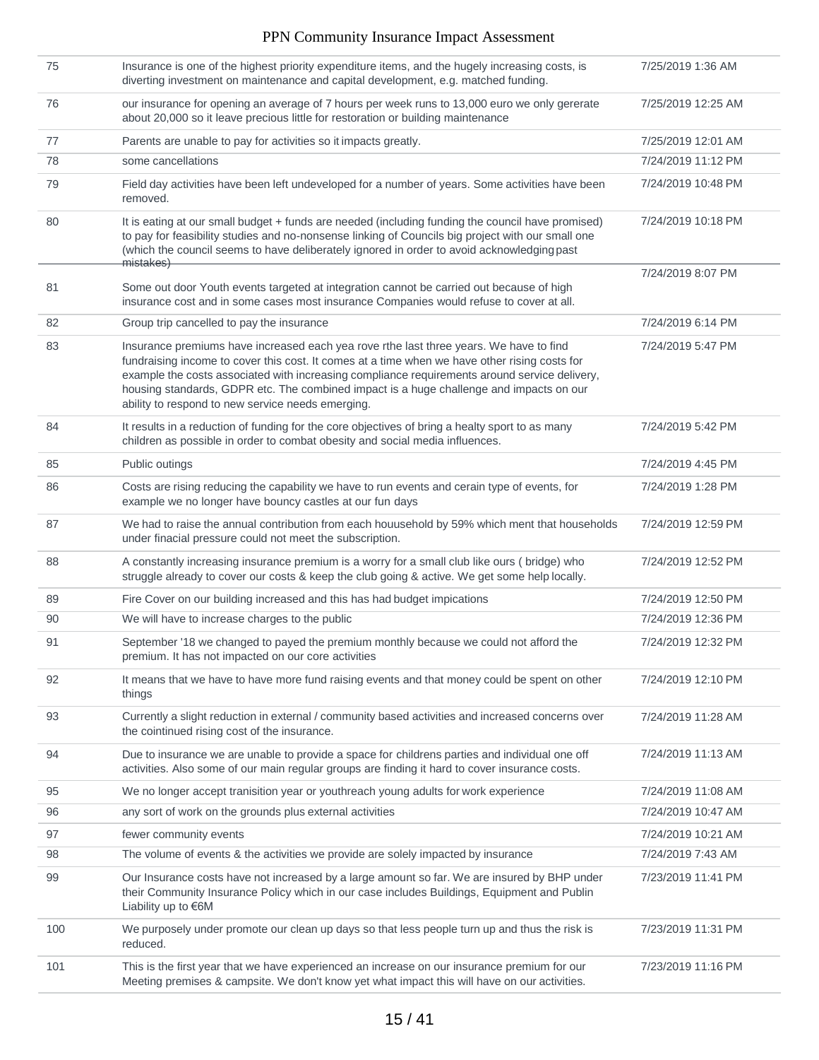| | | |
|---|---|---|
| 75 | Insurance is one of the highest priority expenditure items, and the hugely increasing costs, is diverting investment on maintenance and capital development, e.g. matched funding. | 7/25/2019 1:36 AM |
| 76 | our insurance for opening an average of 7 hours per week runs to 13,000 euro we only gererate about 20,000 so it leave precious little for restoration or building maintenance | 7/25/2019 12:25 AM |
| 77 | Parents are unable to pay for activities so it impacts greatly. | 7/25/2019 12:01 AM |
| 78 | some cancellations | 7/24/2019 11:12 PM |
| 79 | Field day activities have been left undeveloped for a number of years. Some activities have been removed. | 7/24/2019 10:48 PM |
| 80 | It is eating at our small budget + funds are needed (including funding the council have promised) to pay for feasibility studies and no-nonsense linking of Councils big project with our small one (which the council seems to have deliberately ignored in order to avoid acknowledging past mistakes) | 7/24/2019 10:18 PM |
| 81 | Some out door Youth events targeted at integration cannot be carried out because of high insurance cost and in some cases most insurance Companies would refuse to cover at all. | 7/24/2019 8:07 PM |
| 82 | Group trip cancelled to pay the insurance | 7/24/2019 6:14 PM |
| 83 | Insurance premiums have increased each yea rove rthe last three years. We have to find fundraising income to cover this cost. It comes at a time when we have other rising costs for example the costs associated with increasing compliance requirements around service delivery, housing standards, GDPR etc. The combined impact is a huge challenge and impacts on our ability to respond to new service needs emerging. | 7/24/2019 5:47 PM |
| 84 | It results in a reduction of funding for the core objectives of bring a healty sport to as many children as possible in order to combat obesity and social media influences. | 7/24/2019 5:42 PM |
| 85 | Public outings | 7/24/2019 4:45 PM |
| 86 | Costs are rising reducing the capability we have to run events and cerain type of events, for example we no longer have bouncy castles at our fun days | 7/24/2019 1:28 PM |
| 87 | We had to raise the annual contribution from each houusehold by 59% which ment that households under finacial pressure could not meet the subscription. | 7/24/2019 12:59 PM |
| 88 | A constantly increasing insurance premium is a worry for a small club like ours ( bridge) who struggle already to cover our costs & keep the club going & active. We get some help locally. | 7/24/2019 12:52 PM |
| 89 | Fire Cover on our building increased and this has had budget impications | 7/24/2019 12:50 PM |
| 90 | We will have to increase charges to the public | 7/24/2019 12:36 PM |
| 91 | September '18 we changed to payed the premium monthly because we could not afford the premium. It has not impacted on our core activities | 7/24/2019 12:32 PM |
| 92 | It means that we have to have more fund raising events and that money could be spent on other things | 7/24/2019 12:10 PM |
| 93 | Currently a slight reduction in external / community based activities and increased concerns over the cointinued rising cost of the insurance. | 7/24/2019 11:28 AM |
| 94 | Due to insurance we are unable to provide a space for childrens parties and individual one off activities. Also some of our main regular groups are finding it hard to cover insurance costs. | 7/24/2019 11:13 AM |
| 95 | We no longer accept tranisition year or youthreach young adults for work experience | 7/24/2019 11:08 AM |
| 96 | any sort of work on the grounds plus external activities | 7/24/2019 10:47 AM |
| 97 | fewer community events | 7/24/2019 10:21 AM |
| 98 | The volume of events & the activities we provide are solely impacted by insurance | 7/24/2019 7:43 AM |
| 99 | Our Insurance costs have not increased by a large amount so far. We are insured by BHP under their Community Insurance Policy which in our case includes Buildings, Equipment and Publin Liability up to €6M | 7/23/2019 11:41 PM |
| 100 | We purposely under promote our clean up days so that less people turn up and thus the risk is reduced. | 7/23/2019 11:31 PM |
| 101 | This is the first year that we have experienced an increase on our insurance premium for our Meeting premises & campsite. We don't know yet what impact this will have on our activities. | 7/23/2019 11:16 PM |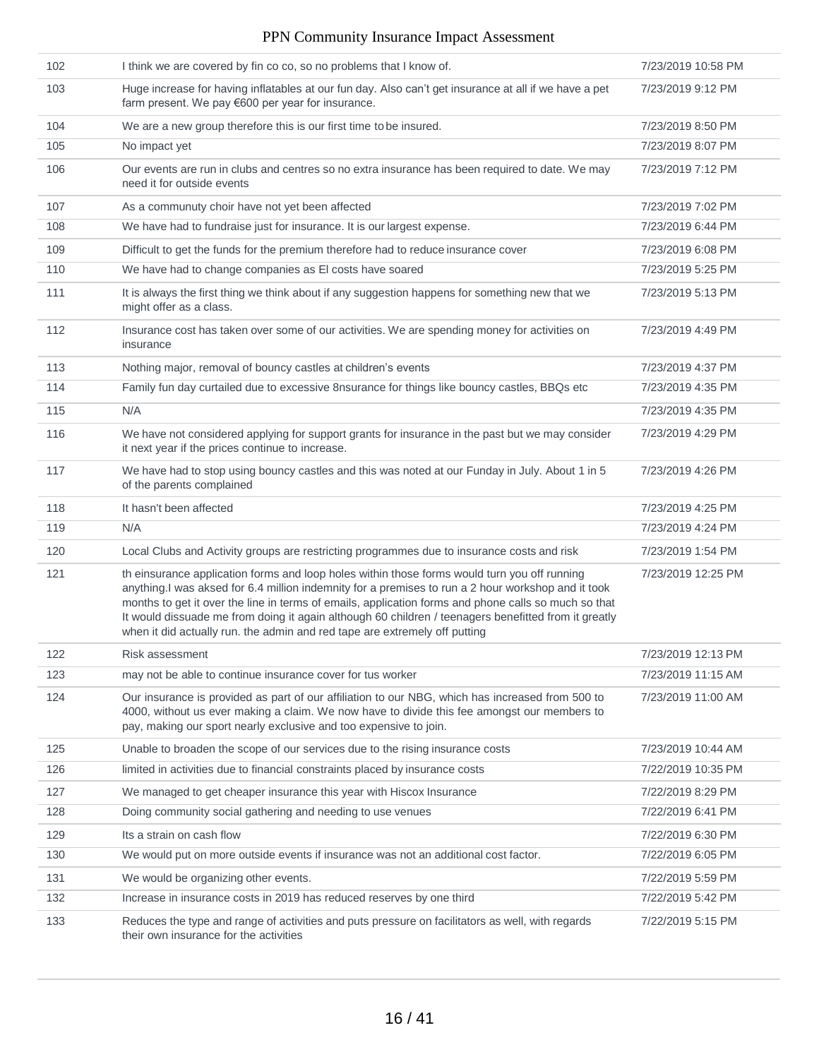| | | |
|---|---|---|
| 102 | I think we are covered by fin co co, so no problems that I know of. | 7/23/2019 10:58 PM |
| 103 | Huge increase for having inflatables at our fun day. Also can't get insurance at all if we have a pet farm present. We pay €600 per year for insurance. | 7/23/2019 9:12 PM |
| 104 | We are a new group therefore this is our first time to be insured. | 7/23/2019 8:50 PM |
| 105 | No impact yet | 7/23/2019 8:07 PM |
| 106 | Our events are run in clubs and centres so no extra insurance has been required to date. We may need it for outside events | 7/23/2019 7:12 PM |
| 107 | As a communuty choir have not yet been affected | 7/23/2019 7:02 PM |
| 108 | We have had to fundraise just for insurance. It is our largest expense. | 7/23/2019 6:44 PM |
| 109 | Difficult to get the funds for the premium therefore had to reduce insurance cover | 7/23/2019 6:08 PM |
| 110 | We have had to change companies as El costs have soared | 7/23/2019 5:25 PM |
| 111 | It is always the first thing we think about if any suggestion happens for something new that we might offer as a class. | 7/23/2019 5:13 PM |
| 112 | Insurance cost has taken over some of our activities. We are spending money for activities on insurance | 7/23/2019 4:49 PM |
| 113 | Nothing major, removal of bouncy castles at children's events | 7/23/2019 4:37 PM |
| 114 | Family fun day curtailed due to excessive 8nsurance for things like bouncy castles, BBQs etc | 7/23/2019 4:35 PM |
| 115 | N/A | 7/23/2019 4:35 PM |
| 116 | We have not considered applying for support grants for insurance in the past but we may consider it next year if the prices continue to increase. | 7/23/2019 4:29 PM |
| 117 | We have had to stop using bouncy castles and this was noted at our Funday in July. About 1 in 5 of the parents complained | 7/23/2019 4:26 PM |
| 118 | It hasn't been affected | 7/23/2019 4:25 PM |
| 119 | N/A | 7/23/2019 4:24 PM |
| 120 | Local Clubs and Activity groups are restricting programmes due to insurance costs and risk | 7/23/2019 1:54 PM |
| 121 | th einsurance application forms and loop holes within those forms would turn you off running anything.I was aksed for 6.4 million indemnity for a premises to run a 2 hour workshop and it took months to get it over the line in terms of emails, application forms and phone calls so much so that It would dissuade me from doing it again although 60 children / teenagers benefitted from it greatly when it did actually run. the admin and red tape are extremely off putting | 7/23/2019 12:25 PM |
| 122 | Risk assessment | 7/23/2019 12:13 PM |
| 123 | may not be able to continue insurance cover for tus worker | 7/23/2019 11:15 AM |
| 124 | Our insurance is provided as part of our affiliation to our NBG, which has increased from 500 to 4000, without us ever making a claim. We now have to divide this fee amongst our members to pay, making our sport nearly exclusive and too expensive to join. | 7/23/2019 11:00 AM |
| 125 | Unable to broaden the scope of our services due to the rising insurance costs | 7/23/2019 10:44 AM |
| 126 | limited in activities due to financial constraints placed by insurance costs | 7/22/2019 10:35 PM |
| 127 | We managed to get cheaper insurance this year with Hiscox Insurance | 7/22/2019 8:29 PM |
| 128 | Doing community social gathering and needing to use venues | 7/22/2019 6:41 PM |
| 129 | Its a strain on cash flow | 7/22/2019 6:30 PM |
| 130 | We would put on more outside events if insurance was not an additional cost factor. | 7/22/2019 6:05 PM |
| 131 | We would be organizing other events. | 7/22/2019 5:59 PM |
| 132 | Increase in insurance costs in 2019 has reduced reserves by one third | 7/22/2019 5:42 PM |
| 133 | Reduces the type and range of activities and puts pressure on facilitators as well, with regards their own insurance for the activities | 7/22/2019 5:15 PM |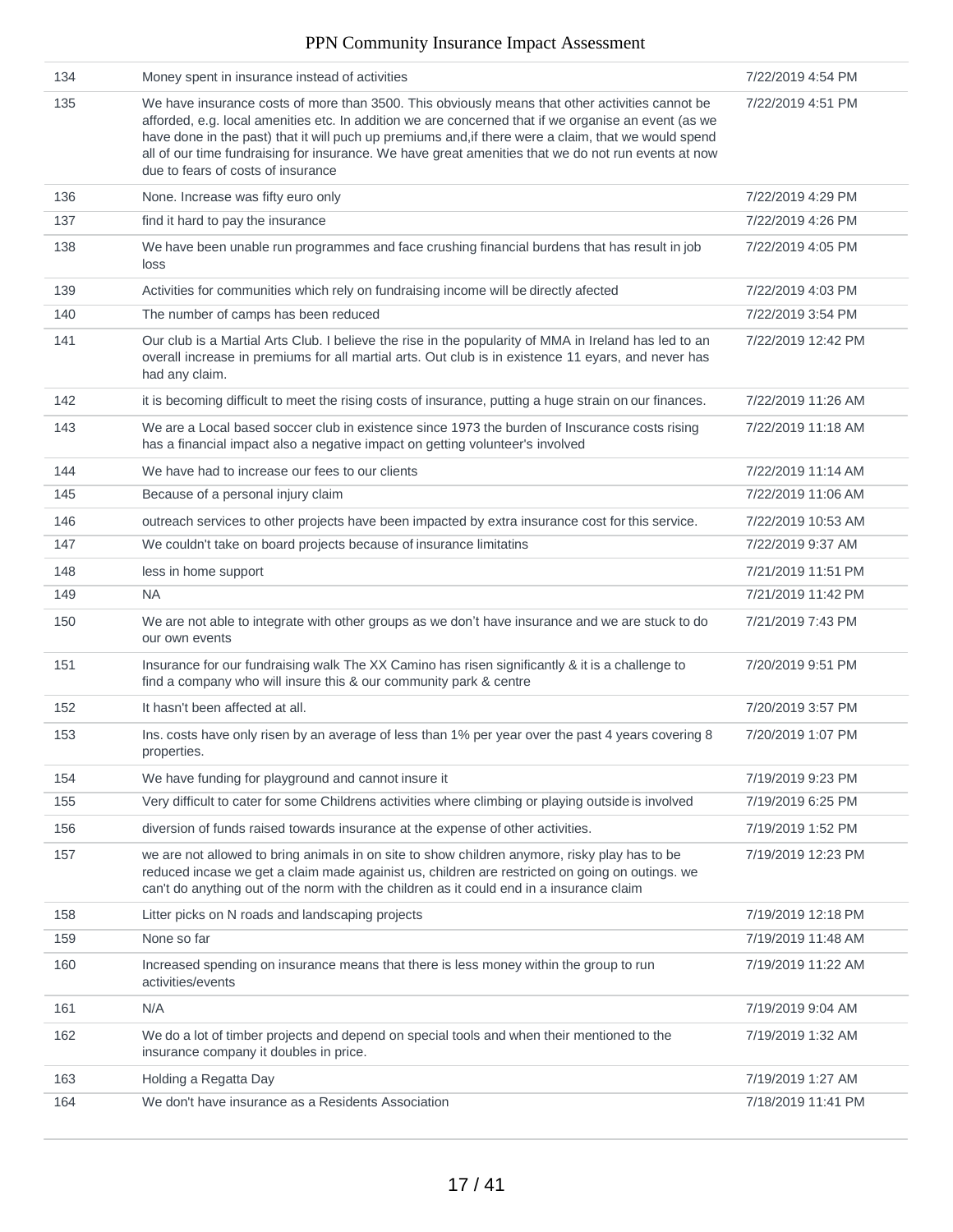| 134 | Money spent in insurance instead of activities | 7/22/2019 4:54 PM |
|---|---|---|
| 135 | We have insurance costs of more than 3500. This obviously means that other activities cannot be afforded, e.g. local amenities etc. In addition we are concerned that if we organise an event (as we have done in the past) that it will puch up premiums and,if there were a claim, that we would spend all of our time fundraising for insurance. We have great amenities that we do not run events at now due to fears of costs of insurance | 7/22/2019 4:51 PM |
| 136 | None. Increase was fifty euro only | 7/22/2019 4:29 PM |
| 137 | find it hard to pay the insurance | 7/22/2019 4:26 PM |
| 138 | We have been unable run programmes and face crushing financial burdens that has result in job loss | 7/22/2019 4:05 PM |
| 139 | Activities for communities which rely on fundraising income will be directly afected | 7/22/2019 4:03 PM |
| 140 | The number of camps has been reduced | 7/22/2019 3:54 PM |
| 141 | Our club is a Martial Arts Club. I believe the rise in the popularity of MMA in Ireland has led to an overall increase in premiums for all martial arts. Out club is in existence 11 eyars, and never has had any claim. | 7/22/2019 12:42 PM |
| 142 | it is becoming difficult to meet the rising costs of insurance, putting a huge strain on our finances. | 7/22/2019 11:26 AM |
| 143 | We are a Local based soccer club in existence since 1973 the burden of Inscurance costs rising has a financial impact also a negative impact on getting volunteer's involved | 7/22/2019 11:18 AM |
| 144 | We have had to increase our fees to our clients | 7/22/2019 11:14 AM |
| 145 | Because of a personal injury claim | 7/22/2019 11:06 AM |
| 146 | outreach services to other projects have been impacted by extra insurance cost for this service. | 7/22/2019 10:53 AM |
| 147 | We couldn't take on board projects because of insurance limitatins | 7/22/2019 9:37 AM |
| 148 | less in home support | 7/21/2019 11:51 PM |
| 149 | NA | 7/21/2019 11:42 PM |
| 150 | We are not able to integrate with other groups as we don't have insurance and we are stuck to do our own events | 7/21/2019 7:43 PM |
| 151 | Insurance for our fundraising walk The XX Camino has risen significantly & it is a challenge to find a company who will insure this & our community park & centre | 7/20/2019 9:51 PM |
| 152 | It hasn't been affected at all. | 7/20/2019 3:57 PM |
| 153 | Ins. costs have only risen by an average of less than 1% per year over the past 4 years covering 8 properties. | 7/20/2019 1:07 PM |
| 154 | We have funding for playground and cannot insure it | 7/19/2019 9:23 PM |
| 155 | Very difficult to cater for some Childrens activities where climbing or playing outside is involved | 7/19/2019 6:25 PM |
| 156 | diversion of funds raised towards insurance at the expense of other activities. | 7/19/2019 1:52 PM |
| 157 | we are not allowed to bring animals in on site to show children anymore, risky play has to be reduced incase we get a claim made againist us, children are restricted on going on outings. we can't do anything out of the norm with the children as it could end in a insurance claim | 7/19/2019 12:23 PM |
| 158 | Litter picks on N roads and landscaping projects | 7/19/2019 12:18 PM |
| 159 | None so far | 7/19/2019 11:48 AM |
| 160 | Increased spending on insurance means that there is less money within the group to run activities/events | 7/19/2019 11:22 AM |
| 161 | N/A | 7/19/2019 9:04 AM |
| 162 | We do a lot of timber projects and depend on special tools and when their mentioned to the insurance company it doubles in price. | 7/19/2019 1:32 AM |
| 163 | Holding a Regatta Day | 7/19/2019 1:27 AM |
| 164 | We don't have insurance as a Residents Association | 7/18/2019 11:41 PM |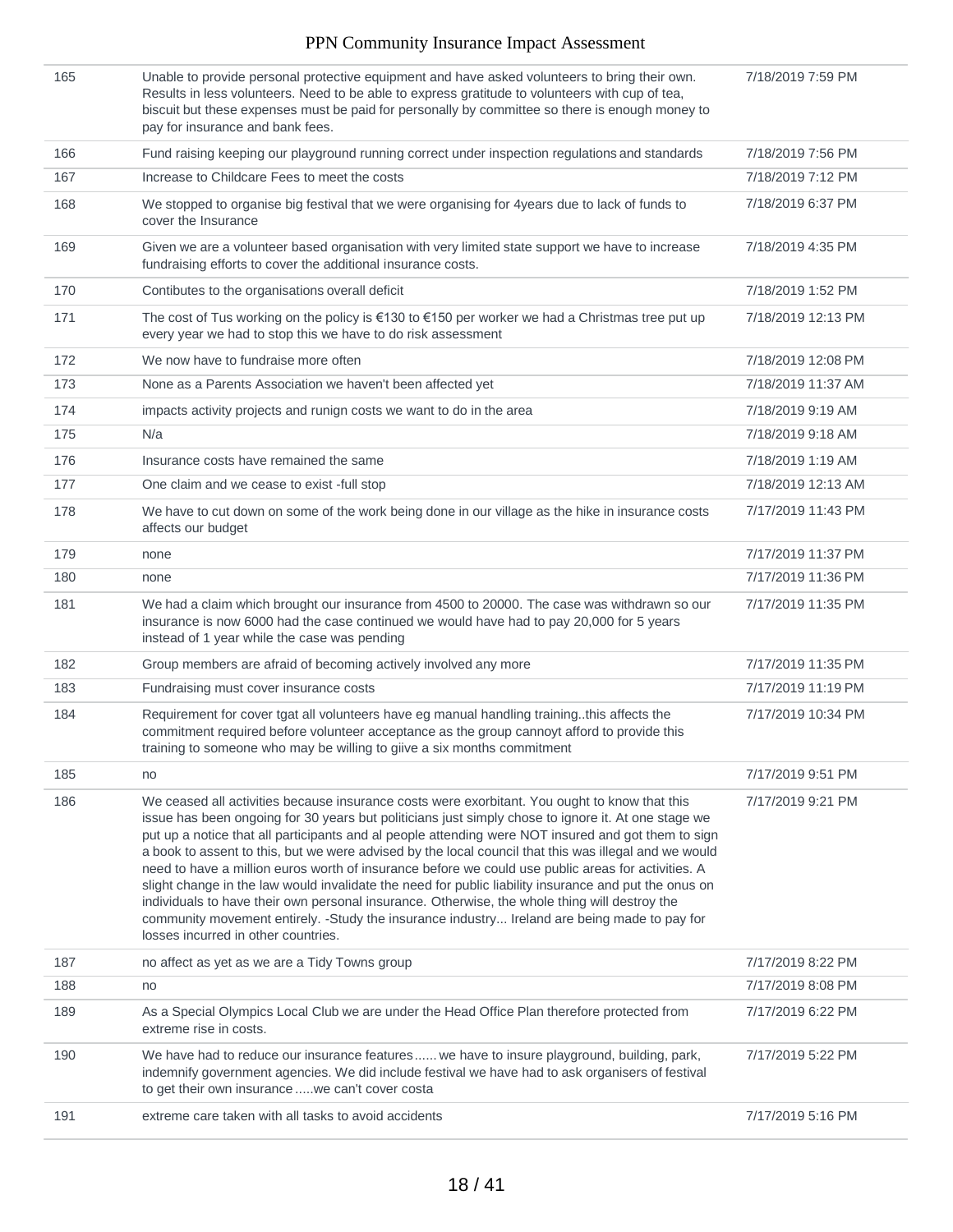| | | |
|---|---|---|
| 165 | Unable to provide personal protective equipment and have asked volunteers to bring their own. Results in less volunteers. Need to be able to express gratitude to volunteers with cup of tea, biscuit but these expenses must be paid for personally by committee so there is enough money to pay for insurance and bank fees. | 7/18/2019 7:59 PM |
| 166 | Fund raising keeping our playground running correct under inspection regulations and standards | 7/18/2019 7:56 PM |
| 167 | Increase to Childcare Fees to meet the costs | 7/18/2019 7:12 PM |
| 168 | We stopped to organise big festival that we were organising for 4years due to lack of funds to cover the Insurance | 7/18/2019 6:37 PM |
| 169 | Given we are a volunteer based organisation with very limited state support we have to increase fundraising efforts to cover the additional insurance costs. | 7/18/2019 4:35 PM |
| 170 | Contibutes to the organisations overall deficit | 7/18/2019 1:52 PM |
| 171 | The cost of Tus working on the policy is €130 to €150 per worker we had a Christmas tree put up every year we had to stop this we have to do risk assessment | 7/18/2019 12:13 PM |
| 172 | We now have to fundraise more often | 7/18/2019 12:08 PM |
| 173 | None as a Parents Association we haven't been affected yet | 7/18/2019 11:37 AM |
| 174 | impacts activity projects and runign costs we want to do in the area | 7/18/2019 9:19 AM |
| 175 | N/a | 7/18/2019 9:18 AM |
| 176 | Insurance costs have remained the same | 7/18/2019 1:19 AM |
| 177 | One claim and we cease to exist -full stop | 7/18/2019 12:13 AM |
| 178 | We have to cut down on some of the work being done in our village as the hike in insurance costs affects our budget | 7/17/2019 11:43 PM |
| 179 | none | 7/17/2019 11:37 PM |
| 180 | none | 7/17/2019 11:36 PM |
| 181 | We had a claim which brought our insurance from 4500 to 20000. The case was withdrawn so our insurance is now 6000 had the case continued we would have had to pay 20,000 for 5 years instead of 1 year while the case was pending | 7/17/2019 11:35 PM |
| 182 | Group members are afraid of becoming actively involved any more | 7/17/2019 11:35 PM |
| 183 | Fundraising must cover insurance costs | 7/17/2019 11:19 PM |
| 184 | Requirement for cover tgat all volunteers have eg manual handling training..this affects the commitment required before volunteer acceptance as the group cannoyt afford to provide this training to someone who may be willing to giive a six months commitment | 7/17/2019 10:34 PM |
| 185 | no | 7/17/2019 9:51 PM |
| 186 | We ceased all activities because insurance costs were exorbitant. You ought to know that this issue has been ongoing for 30 years but politicians just simply chose to ignore it. At one stage we put up a notice that all participants and al people attending were NOT insured and got them to sign a book to assent to this, but we were advised by the local council that this was illegal and we would need to have a million euros worth of insurance before we could use public areas for activities. A slight change in the law would invalidate the need for public liability insurance and put the onus on individuals to have their own personal insurance. Otherwise, the whole thing will destroy the community movement entirely. -Study the insurance industry... Ireland are being made to pay for losses incurred in other countries. | 7/17/2019 9:21 PM |
| 187 | no affect as yet as we are a Tidy Towns group | 7/17/2019 8:22 PM |
| 188 | no | 7/17/2019 8:08 PM |
| 189 | As a Special Olympics Local Club we are under the Head Office Plan therefore protected from extreme rise in costs. | 7/17/2019 6:22 PM |
| 190 | We have had to reduce our insurance features...... we have to insure playground, building, park, indemnify government agencies. We did include festival we have had to ask organisers of festival to get their own insurance .....we can't cover costa | 7/17/2019 5:22 PM |
| 191 | extreme care taken with all tasks to avoid accidents | 7/17/2019 5:16 PM |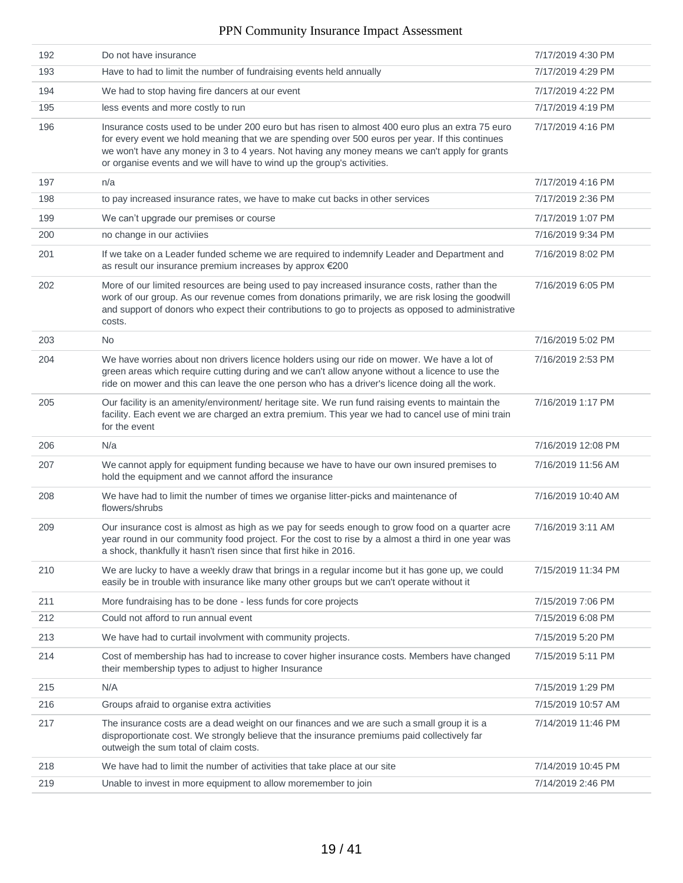| | | |
|---|---|---|
| 192 | Do not have insurance | 7/17/2019 4:30 PM |
| 193 | Have to had to limit the number of fundraising events held annually | 7/17/2019 4:29 PM |
| 194 | We had to stop having fire dancers at our event | 7/17/2019 4:22 PM |
| 195 | less events and more costly to run | 7/17/2019 4:19 PM |
| 196 | Insurance costs used to be under 200 euro but has risen to almost 400 euro plus an extra 75 euro for every event we hold meaning that we are spending over 500 euros per year. If this continues we won't have any money in 3 to 4 years. Not having any money means we can't apply for grants or organise events and we will have to wind up the group's activities. | 7/17/2019 4:16 PM |
| 197 | n/a | 7/17/2019 4:16 PM |
| 198 | to pay increased insurance rates, we have to make cut backs in other services | 7/17/2019 2:36 PM |
| 199 | We can't upgrade our premises or course | 7/17/2019 1:07 PM |
| 200 | no change in our activiies | 7/16/2019 9:34 PM |
| 201 | If we take on a Leader funded scheme we are required to indemnify Leader and Department and as result our insurance premium increases by approx €200 | 7/16/2019 8:02 PM |
| 202 | More of our limited resources are being used to pay increased insurance costs, rather than the work of our group. As our revenue comes from donations primarily, we are risk losing the goodwill and support of donors who expect their contributions to go to projects as opposed to administrative costs. | 7/16/2019 6:05 PM |
| 203 | No | 7/16/2019 5:02 PM |
| 204 | We have worries about non drivers licence holders using our ride on mower. We have a lot of green areas which require cutting during and we can't allow anyone without a licence to use the ride on mower and this can leave the one person who has a driver's licence doing all the work. | 7/16/2019 2:53 PM |
| 205 | Our facility is an amenity/environment/ heritage site. We run fund raising events to maintain the facility. Each event we are charged an extra premium. This year we had to cancel use of mini train for the event | 7/16/2019 1:17 PM |
| 206 | N/a | 7/16/2019 12:08 PM |
| 207 | We cannot apply for equipment funding because we have to have our own insured premises to hold the equipment and we cannot afford the insurance | 7/16/2019 11:56 AM |
| 208 | We have had to limit the number of times we organise litter-picks and maintenance of flowers/shrubs | 7/16/2019 10:40 AM |
| 209 | Our insurance cost is almost as high as we pay for seeds enough to grow food on a quarter acre year round in our community food project. For the cost to rise by a almost a third in one year was a shock, thankfully it hasn't risen since that first hike in 2016. | 7/16/2019 3:11 AM |
| 210 | We are lucky to have a weekly draw that brings in a regular income but it has gone up, we could easily be in trouble with insurance like many other groups but we can't operate without it | 7/15/2019 11:34 PM |
| 211 | More fundraising has to be done - less funds for core projects | 7/15/2019 7:06 PM |
| 212 | Could not afford to run annual event | 7/15/2019 6:08 PM |
| 213 | We have had to curtail involvment with community projects. | 7/15/2019 5:20 PM |
| 214 | Cost of membership has had to increase to cover higher insurance costs. Members have changed their membership types to adjust to higher Insurance | 7/15/2019 5:11 PM |
| 215 | N/A | 7/15/2019 1:29 PM |
| 216 | Groups afraid to organise extra activities | 7/15/2019 10:57 AM |
| 217 | The insurance costs are a dead weight on our finances and we are such a small group it is a disproportionate cost. We strongly believe that the insurance premiums paid collectively far outweigh the sum total of claim costs. | 7/14/2019 11:46 PM |
| 218 | We have had to limit the number of activities that take place at our site | 7/14/2019 10:45 PM |
| 219 | Unable to invest in more equipment to allow moremember to join | 7/14/2019 2:46 PM |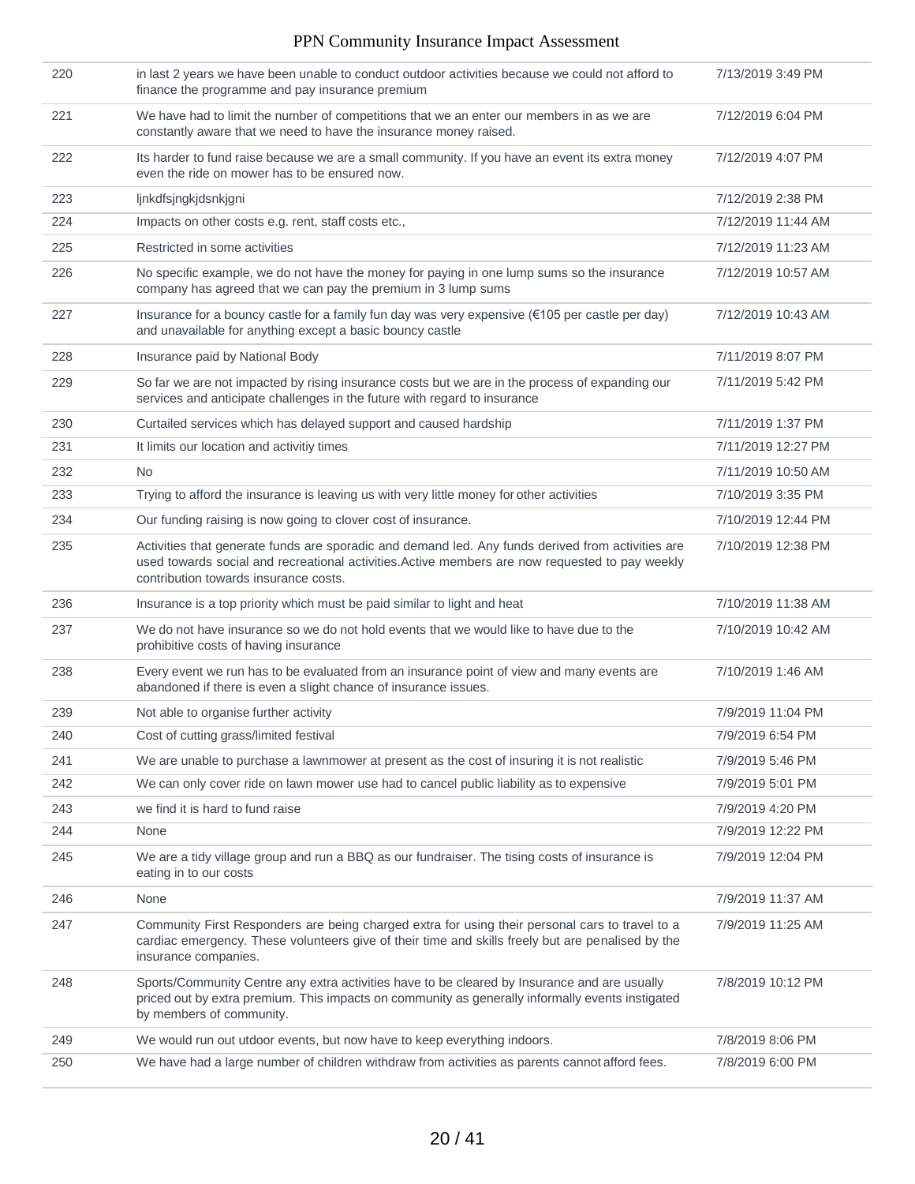| | | |
|---|---|---|
| 220 | in last 2 years we have been unable to conduct outdoor activities because we could not afford to finance the programme and pay insurance premium | 7/13/2019 3:49 PM |
| 221 | We have had to limit the number of competitions that we an enter our members in as we are constantly aware that we need to have the insurance money raised. | 7/12/2019 6:04 PM |
| 222 | Its harder to fund raise because we are a small community. If you have an event its extra money even the ride on mower has to be ensured now. | 7/12/2019 4:07 PM |
| 223 | ljnkdfsjngkjdsnkjgni | 7/12/2019 2:38 PM |
| 224 | Impacts on other costs e.g. rent, staff costs etc., | 7/12/2019 11:44 AM |
| 225 | Restricted in some activities | 7/12/2019 11:23 AM |
| 226 | No specific example, we do not have the money for paying in one lump sums so the insurance company has agreed that we can pay the premium in 3 lump sums | 7/12/2019 10:57 AM |
| 227 | Insurance for a bouncy castle for a family fun day was very expensive (€105 per castle per day) and unavailable for anything except a basic bouncy castle | 7/12/2019 10:43 AM |
| 228 | Insurance paid by National Body | 7/11/2019 8:07 PM |
| 229 | So far we are not impacted by rising insurance costs but we are in the process of expanding our services and anticipate challenges in the future with regard to insurance | 7/11/2019 5:42 PM |
| 230 | Curtailed services which has delayed support and caused hardship | 7/11/2019 1:37 PM |
| 231 | It limits our location and activitiy times | 7/11/2019 12:27 PM |
| 232 | No | 7/11/2019 10:50 AM |
| 233 | Trying to afford the insurance is leaving us with very little money for other activities | 7/10/2019 3:35 PM |
| 234 | Our funding raising is now going to clover cost of insurance. | 7/10/2019 12:44 PM |
| 235 | Activities that generate funds are sporadic and demand led. Any funds derived from activities are used towards social and recreational activities.Active members are now requested to pay weekly contribution towards insurance costs. | 7/10/2019 12:38 PM |
| 236 | Insurance is a top priority which must be paid similar to light and heat | 7/10/2019 11:38 AM |
| 237 | We do not have insurance so we do not hold events that we would like to have due to the prohibitive costs of having insurance | 7/10/2019 10:42 AM |
| 238 | Every event we run has to be evaluated from an insurance point of view and many events are abandoned if there is even a slight chance of insurance issues. | 7/10/2019 1:46 AM |
| 239 | Not able to organise further activity | 7/9/2019 11:04 PM |
| 240 | Cost of cutting grass/limited festival | 7/9/2019 6:54 PM |
| 241 | We are unable to purchase a lawnmower at present as the cost of insuring it is not realistic | 7/9/2019 5:46 PM |
| 242 | We can only cover ride on lawn mower use had to cancel public liability as to expensive | 7/9/2019 5:01 PM |
| 243 | we find it is hard to fund raise | 7/9/2019 4:20 PM |
| 244 | None | 7/9/2019 12:22 PM |
| 245 | We are a tidy village group and run a BBQ as our fundraiser. The tising costs of insurance is eating in to our costs | 7/9/2019 12:04 PM |
| 246 | None | 7/9/2019 11:37 AM |
| 247 | Community First Responders are being charged extra for using their personal cars to travel to a cardiac emergency. These volunteers give of their time and skills freely but are penalised by the insurance companies. | 7/9/2019 11:25 AM |
| 248 | Sports/Community Centre any extra activities have to be cleared by Insurance and are usually priced out by extra premium. This impacts on community as generally informally events instigated by members of community. | 7/8/2019 10:12 PM |
| 249 | We would run out utdoor events, but now have to keep everything indoors. | 7/8/2019 8:06 PM |
| 250 | We have had a large number of children withdraw from activities as parents cannot afford fees. | 7/8/2019 6:00 PM |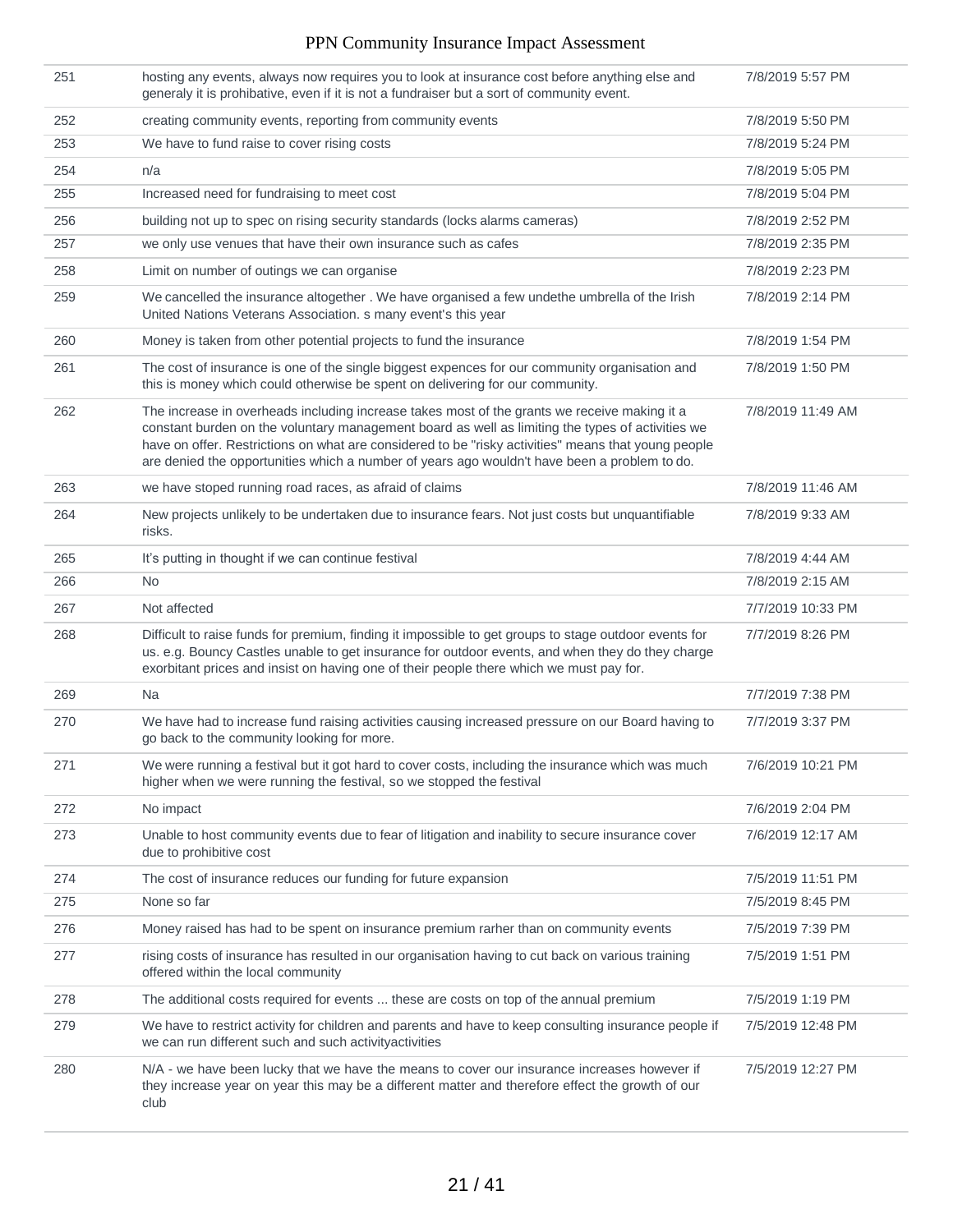| | | |
|---|---|---|
| 251 | hosting any events, always now requires you to look at insurance cost before anything else and generaly it is prohibative, even if it is not a fundraiser but a sort of community event. | 7/8/2019 5:57 PM |
| 252 | creating community events, reporting from community events | 7/8/2019 5:50 PM |
| 253 | We have to fund raise to cover rising costs | 7/8/2019 5:24 PM |
| 254 | n/a | 7/8/2019 5:05 PM |
| 255 | Increased need for fundraising to meet cost | 7/8/2019 5:04 PM |
| 256 | building not up to spec on rising security standards (locks alarms cameras) | 7/8/2019 2:52 PM |
| 257 | we only use venues that have their own insurance such as cafes | 7/8/2019 2:35 PM |
| 258 | Limit on number of outings we can organise | 7/8/2019 2:23 PM |
| 259 | We cancelled the insurance altogether . We have organised a few undethe umbrella of the Irish United Nations Veterans Association. s many event's this year | 7/8/2019 2:14 PM |
| 260 | Money is taken from other potential projects to fund the insurance | 7/8/2019 1:54 PM |
| 261 | The cost of insurance is one of the single biggest expences for our community organisation and this is money which could otherwise be spent on delivering for our community. | 7/8/2019 1:50 PM |
| 262 | The increase in overheads including increase takes most of the grants we receive making it a constant burden on the voluntary management board as well as limiting the types of activities we have on offer. Restrictions on what are considered to be "risky activities" means that young people are denied the opportunities which a number of years ago wouldn't have been a problem to do. | 7/8/2019 11:49 AM |
| 263 | we have stoped running road races, as afraid of claims | 7/8/2019 11:46 AM |
| 264 | New projects unlikely to be undertaken due to insurance fears. Not just costs but unquantifiable risks. | 7/8/2019 9:33 AM |
| 265 | It's putting in thought if we can continue festival | 7/8/2019 4:44 AM |
| 266 | No | 7/8/2019 2:15 AM |
| 267 | Not affected | 7/7/2019 10:33 PM |
| 268 | Difficult to raise funds for premium, finding it impossible to get groups to stage outdoor events for us. e.g. Bouncy Castles unable to get insurance for outdoor events, and when they do they charge exorbitant prices and insist on having one of their people there which we must pay for. | 7/7/2019 8:26 PM |
| 269 | Na | 7/7/2019 7:38 PM |
| 270 | We have had to increase fund raising activities causing increased pressure on our Board having to go back to the community looking for more. | 7/7/2019 3:37 PM |
| 271 | We were running a festival but it got hard to cover costs, including the insurance which was much higher when we were running the festival, so we stopped the festival | 7/6/2019 10:21 PM |
| 272 | No impact | 7/6/2019 2:04 PM |
| 273 | Unable to host community events due to fear of litigation and inability to secure insurance cover due to prohibitive cost | 7/6/2019 12:17 AM |
| 274 | The cost of insurance reduces our funding for future expansion | 7/5/2019 11:51 PM |
| 275 | None so far | 7/5/2019 8:45 PM |
| 276 | Money raised has had to be spent on insurance premium rarher than on community events | 7/5/2019 7:39 PM |
| 277 | rising costs of insurance has resulted in our organisation having to cut back on various training offered within the local community | 7/5/2019 1:51 PM |
| 278 | The additional costs required for events ... these are costs on top of the annual premium | 7/5/2019 1:19 PM |
| 279 | We have to restrict activity for children and parents and have to keep consulting insurance people if we can run different such and such activityactivities | 7/5/2019 12:48 PM |
| 280 | N/A - we have been lucky that we have the means to cover our insurance increases however if they increase year on year this may be a different matter and therefore effect the growth of our club | 7/5/2019 12:27 PM |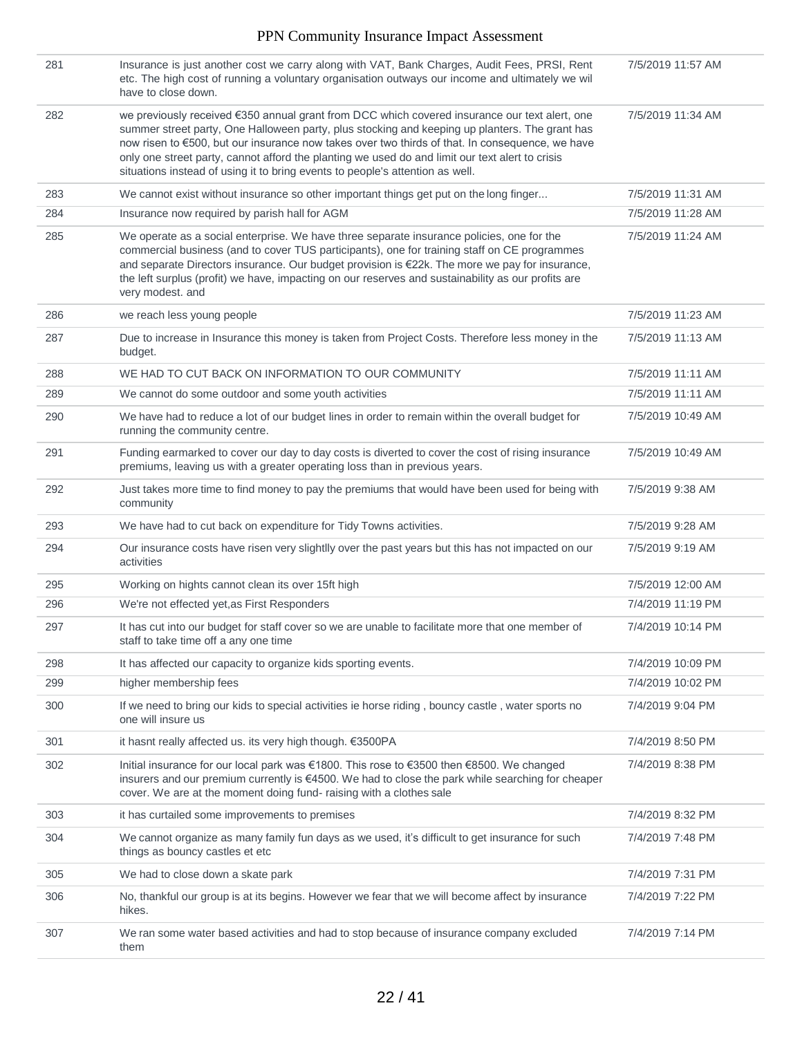| | | |
|---|---|---|
| 281 | Insurance is just another cost we carry along with VAT, Bank Charges, Audit Fees, PRSI, Rent etc. The high cost of running a voluntary organisation outways our income and ultimately we wil have to close down. | 7/5/2019 11:57 AM |
| 282 | we previously received €350 annual grant from DCC which covered insurance our text alert, one summer street party, One Halloween party, plus stocking and keeping up planters. The grant has now risen to €500, but our insurance now takes over two thirds of that. In consequence, we have only one street party, cannot afford the planting we used do and limit our text alert to crisis situations instead of using it to bring events to people's attention as well. | 7/5/2019 11:34 AM |
| 283 | We cannot exist without insurance so other important things get put on the long finger... | 7/5/2019 11:31 AM |
| 284 | Insurance now required by parish hall for AGM | 7/5/2019 11:28 AM |
| 285 | We operate as a social enterprise. We have three separate insurance policies, one for the commercial business (and to cover TUS participants), one for training staff on CE programmes and separate Directors insurance. Our budget provision is €22k. The more we pay for insurance, the left surplus (profit) we have, impacting on our reserves and sustainability as our profits are very modest. and | 7/5/2019 11:24 AM |
| 286 | we reach less young people | 7/5/2019 11:23 AM |
| 287 | Due to increase in Insurance this money is taken from Project Costs. Therefore less money in the budget. | 7/5/2019 11:13 AM |
| 288 | WE HAD TO CUT BACK ON INFORMATION TO OUR COMMUNITY | 7/5/2019 11:11 AM |
| 289 | We cannot do some outdoor and some youth activities | 7/5/2019 11:11 AM |
| 290 | We have had to reduce a lot of our budget lines in order to remain within the overall budget for running the community centre. | 7/5/2019 10:49 AM |
| 291 | Funding earmarked to cover our day to day costs is diverted to cover the cost of rising insurance premiums, leaving us with a greater operating loss than in previous years. | 7/5/2019 10:49 AM |
| 292 | Just takes more time to find money to pay the premiums that would have been used for being with community | 7/5/2019 9:38 AM |
| 293 | We have had to cut back on expenditure for Tidy Towns activities. | 7/5/2019 9:28 AM |
| 294 | Our insurance costs have risen very slightlly over the past years but this has not impacted on our activities | 7/5/2019 9:19 AM |
| 295 | Working on hights cannot clean its over 15ft high | 7/5/2019 12:00 AM |
| 296 | We're not effected yet,as First Responders | 7/4/2019 11:19 PM |
| 297 | It has cut into our budget for staff cover so we are unable to facilitate more that one member of staff to take time off a any one time | 7/4/2019 10:14 PM |
| 298 | It has affected our capacity to organize kids sporting events. | 7/4/2019 10:09 PM |
| 299 | higher membership fees | 7/4/2019 10:02 PM |
| 300 | If we need to bring our kids to special activities ie horse riding , bouncy castle , water sports no one will insure us | 7/4/2019 9:04 PM |
| 301 | it hasnt really affected us. its very high though. €3500PA | 7/4/2019 8:50 PM |
| 302 | Initial insurance for our local park was €1800. This rose to €3500 then €8500. We changed insurers and our premium currently is €4500. We had to close the park while searching for cheaper cover. We are at the moment doing fund- raising with a clothes sale | 7/4/2019 8:38 PM |
| 303 | it has curtailed some improvements to premises | 7/4/2019 8:32 PM |
| 304 | We cannot organize as many family fun days as we used, it's difficult to get insurance for such things as bouncy castles et etc | 7/4/2019 7:48 PM |
| 305 | We had to close down a skate park | 7/4/2019 7:31 PM |
| 306 | No, thankful our group is at its begins. However we fear that we will become affect by insurance hikes. | 7/4/2019 7:22 PM |
| 307 | We ran some water based activities and had to stop because of insurance company excluded them | 7/4/2019 7:14 PM |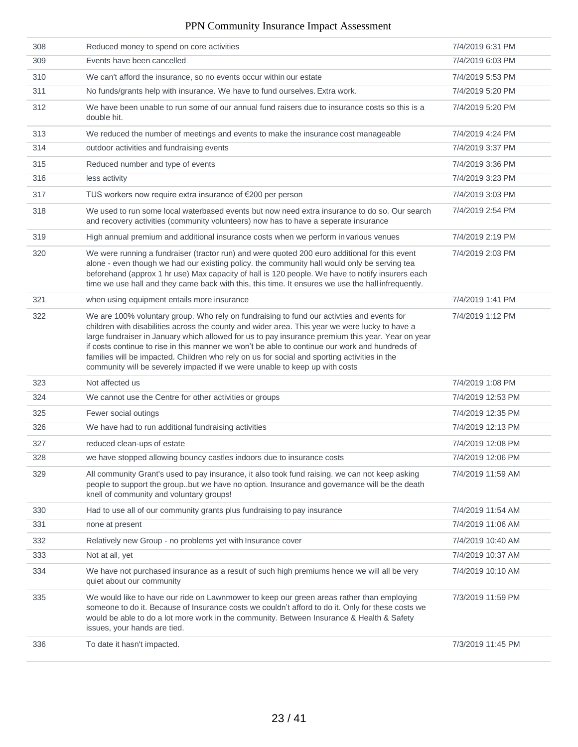| | | |
|---|---|---|
| 308 | Reduced money to spend on core activities | 7/4/2019 6:31 PM |
| 309 | Events have been cancelled | 7/4/2019 6:03 PM |
| 310 | We can't afford the insurance, so no events occur within our estate | 7/4/2019 5:53 PM |
| 311 | No funds/grants help with insurance. We have to fund ourselves. Extra work. | 7/4/2019 5:20 PM |
| 312 | We have been unable to run some of our annual fund raisers due to insurance costs so this is a double hit. | 7/4/2019 5:20 PM |
| 313 | We reduced the number of meetings and events to make the insurance cost manageable | 7/4/2019 4:24 PM |
| 314 | outdoor activities and fundraising events | 7/4/2019 3:37 PM |
| 315 | Reduced number and type of events | 7/4/2019 3:36 PM |
| 316 | less activity | 7/4/2019 3:23 PM |
| 317 | TUS workers now require extra insurance of €200 per person | 7/4/2019 3:03 PM |
| 318 | We used to run some local waterbased events but now need extra insurance to do so. Our search and recovery activities (community volunteers) now has to have a seperate insurance | 7/4/2019 2:54 PM |
| 319 | High annual premium and additional insurance costs when we perform in various venues | 7/4/2019 2:19 PM |
| 320 | We were running a fundraiser (tractor run) and were quoted 200 euro additional for this event alone - even though we had our existing policy. the community hall would only be serving tea beforehand (approx 1 hr use) Max capacity of hall is 120 people. We have to notify insurers each time we use hall and they came back with this, this time. It ensures we use the hall infrequently. | 7/4/2019 2:03 PM |
| 321 | when using equipment entails more insurance | 7/4/2019 1:41 PM |
| 322 | We are 100% voluntary group. Who rely on fundraising to fund our activties and events for children with disabilities across the county and wider area. This year we were lucky to have a large fundraiser in January which allowed for us to pay insurance premium this year. Year on year if costs continue to rise in this manner we won't be able to continue our work and hundreds of families will be impacted. Children who rely on us for social and sporting activities in the community will be severely impacted if we were unable to keep up with costs | 7/4/2019 1:12 PM |
| 323 | Not affected us | 7/4/2019 1:08 PM |
| 324 | We cannot use the Centre for other activities or groups | 7/4/2019 12:53 PM |
| 325 | Fewer social outings | 7/4/2019 12:35 PM |
| 326 | We have had to run additional fundraising activities | 7/4/2019 12:13 PM |
| 327 | reduced clean-ups of estate | 7/4/2019 12:08 PM |
| 328 | we have stopped allowing bouncy castles indoors due to insurance costs | 7/4/2019 12:06 PM |
| 329 | All community Grant's used to pay insurance, it also took fund raising. we can not keep asking people to support the group..but we have no option. Insurance and governance will be the death knell of community and voluntary groups! | 7/4/2019 11:59 AM |
| 330 | Had to use all of our community grants plus fundraising to pay insurance | 7/4/2019 11:54 AM |
| 331 | none at present | 7/4/2019 11:06 AM |
| 332 | Relatively new Group - no problems yet with Insurance cover | 7/4/2019 10:40 AM |
| 333 | Not at all, yet | 7/4/2019 10:37 AM |
| 334 | We have not purchased insurance as a result of such high premiums hence we will all be very quiet about our community | 7/4/2019 10:10 AM |
| 335 | We would like to have our ride on Lawnmower to keep our green areas rather than employing someone to do it. Because of Insurance costs we couldn't afford to do it. Only for these costs we would be able to do a lot more work in the community. Between Insurance & Health & Safety issues, your hands are tied. | 7/3/2019 11:59 PM |
| 336 | To date it hasn't impacted. | 7/3/2019 11:45 PM |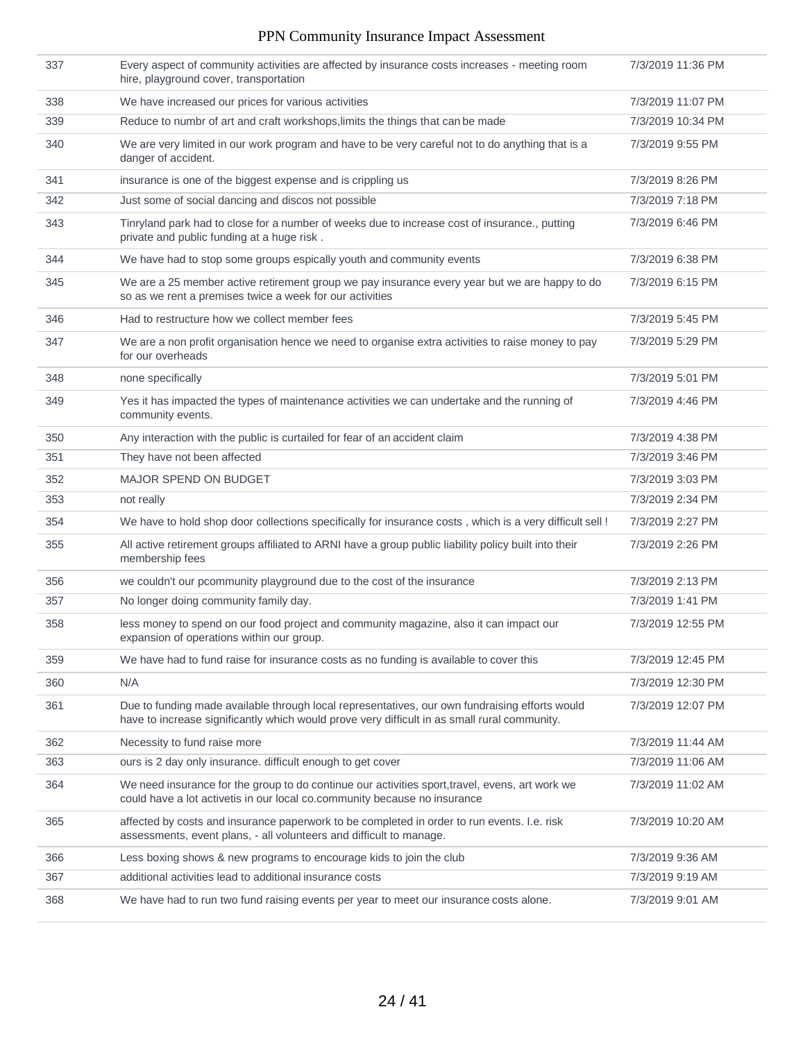| | | |
|---|---|---|
| 337 | Every aspect of community activities are affected by insurance costs increases - meeting room hire, playground cover, transportation | 7/3/2019 11:36 PM |
| 338 | We have increased our prices for various activities | 7/3/2019 11:07 PM |
| 339 | Reduce to numbr of art and craft workshops,limits the things that can be made | 7/3/2019 10:34 PM |
| 340 | We are very limited in our work program and have to be very careful not to do anything that is a danger of accident. | 7/3/2019 9:55 PM |
| 341 | insurance is one of the biggest expense and is crippling us | 7/3/2019 8:26 PM |
| 342 | Just some of social dancing and discos not possible | 7/3/2019 7:18 PM |
| 343 | Tinryland park had to close for a number of weeks due to increase cost of insurance., putting private and public funding at a huge risk . | 7/3/2019 6:46 PM |
| 344 | We have had to stop some groups espically youth and community events | 7/3/2019 6:38 PM |
| 345 | We are a 25 member active retirement group we pay insurance every year but we are happy to do so as we rent a premises twice a week for our activities | 7/3/2019 6:15 PM |
| 346 | Had to restructure how we collect member fees | 7/3/2019 5:45 PM |
| 347 | We are a non profit organisation hence we need to organise extra activities to raise money to pay for our overheads | 7/3/2019 5:29 PM |
| 348 | none specifically | 7/3/2019 5:01 PM |
| 349 | Yes it has impacted the types of maintenance activities we can undertake and the running of community events. | 7/3/2019 4:46 PM |
| 350 | Any interaction with the public is curtailed for fear of an accident claim | 7/3/2019 4:38 PM |
| 351 | They have not been affected | 7/3/2019 3:46 PM |
| 352 | MAJOR SPEND ON BUDGET | 7/3/2019 3:03 PM |
| 353 | not really | 7/3/2019 2:34 PM |
| 354 | We have to hold shop door collections specifically for insurance costs , which is a very difficult sell ! | 7/3/2019 2:27 PM |
| 355 | All active retirement groups affiliated to ARNI have a group public liability policy built into their membership fees | 7/3/2019 2:26 PM |
| 356 | we couldn't our pcommunity playground due to the cost of the insurance | 7/3/2019 2:13 PM |
| 357 | No longer doing community family day. | 7/3/2019 1:41 PM |
| 358 | less money to spend on our food project and community magazine, also it can impact our expansion of operations within our group. | 7/3/2019 12:55 PM |
| 359 | We have had to fund raise for insurance costs as no funding is available to cover this | 7/3/2019 12:45 PM |
| 360 | N/A | 7/3/2019 12:30 PM |
| 361 | Due to funding made available through local representatives, our own fundraising efforts would have to increase significantly which would prove very difficult in as small rural community. | 7/3/2019 12:07 PM |
| 362 | Necessity to fund raise more | 7/3/2019 11:44 AM |
| 363 | ours is 2 day only insurance. difficult enough to get cover | 7/3/2019 11:06 AM |
| 364 | We need insurance for the group to do continue our activities sport,travel, evens, art work we could have a lot activetis in our local co.community because no insurance | 7/3/2019 11:02 AM |
| 365 | affected by costs and insurance paperwork to be completed in order to run events. I.e. risk assessments, event plans, - all volunteers and difficult to manage. | 7/3/2019 10:20 AM |
| 366 | Less boxing shows & new programs to encourage kids to join the club | 7/3/2019 9:36 AM |
| 367 | additional activities lead to additional insurance costs | 7/3/2019 9:19 AM |
| 368 | We have had to run two fund raising events per year to meet our insurance costs alone. | 7/3/2019 9:01 AM |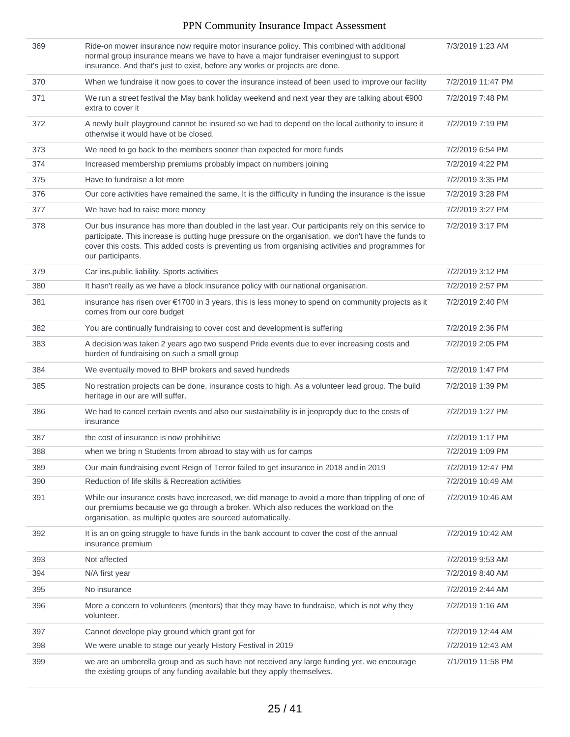| | | |
|---|---|---|
| 369 | Ride-on mower insurance now require motor insurance policy. This combined with additional normal group insurance means we have to have a major fundraiser eveningjust to support insurance. And that's just to exist, before any works or projects are done. | 7/3/2019 1:23 AM |
| 370 | When we fundraise it now goes to cover the insurance instead of been used to improve our facility | 7/2/2019 11:47 PM |
| 371 | We run a street festival the May bank holiday weekend and next year they are talking about €900 extra to cover it | 7/2/2019 7:48 PM |
| 372 | A newly built playground cannot be insured so we had to depend on the local authority to insure it otherwise it would have ot be closed. | 7/2/2019 7:19 PM |
| 373 | We need to go back to the members sooner than expected for more funds | 7/2/2019 6:54 PM |
| 374 | Increased membership premiums probably impact on numbers joining | 7/2/2019 4:22 PM |
| 375 | Have to fundraise a lot more | 7/2/2019 3:35 PM |
| 376 | Our core activities have remained the same. It is the difficulty in funding the insurance is the issue | 7/2/2019 3:28 PM |
| 377 | We have had to raise more money | 7/2/2019 3:27 PM |
| 378 | Our bus insurance has more than doubled in the last year. Our participants rely on this service to participate. This increase is putting huge pressure on the organisation, we don't have the funds to cover this costs. This added costs is preventing us from organising activities and programmes for our participants. | 7/2/2019 3:17 PM |
| 379 | Car ins.public liability. Sports activities | 7/2/2019 3:12 PM |
| 380 | It hasn't really as we have a block insurance policy with our national organisation. | 7/2/2019 2:57 PM |
| 381 | insurance has risen over €1700 in 3 years, this is less money to spend on community projects as it comes from our core budget | 7/2/2019 2:40 PM |
| 382 | You are continually fundraising to cover cost and development is suffering | 7/2/2019 2:36 PM |
| 383 | A decision was taken 2 years ago two suspend Pride events due to ever increasing costs and burden of fundraising on such a small group | 7/2/2019 2:05 PM |
| 384 | We eventually moved to BHP brokers and saved hundreds | 7/2/2019 1:47 PM |
| 385 | No restration projects can be done, insurance costs to high. As a volunteer lead group. The build heritage in our are will suffer. | 7/2/2019 1:39 PM |
| 386 | We had to cancel certain events and also our sustainability is in jeopropdy due to the costs of insurance | 7/2/2019 1:27 PM |
| 387 | the cost of insurance is now prohihitive | 7/2/2019 1:17 PM |
| 388 | when we bring n Students frrom abroad to stay with us for camps | 7/2/2019 1:09 PM |
| 389 | Our main fundraising event Reign of Terror failed to get insurance in 2018 and in 2019 | 7/2/2019 12:47 PM |
| 390 | Reduction of life skills & Recreation activities | 7/2/2019 10:49 AM |
| 391 | While our insurance costs have increased, we did manage to avoid a more than trippling of one of our premiums because we go through a broker. Which also reduces the workload on the organisation, as multiple quotes are sourced automatically. | 7/2/2019 10:46 AM |
| 392 | It is an on going struggle to have funds in the bank account to cover the cost of the annual insurance premium | 7/2/2019 10:42 AM |
| 393 | Not affected | 7/2/2019 9:53 AM |
| 394 | N/A first year | 7/2/2019 8:40 AM |
| 395 | No insurance | 7/2/2019 2:44 AM |
| 396 | More a concern to volunteers (mentors) that they may have to fundraise, which is not why they volunteer. | 7/2/2019 1:16 AM |
| 397 | Cannot develope play ground which grant got for | 7/2/2019 12:44 AM |
| 398 | We were unable to stage our yearly History Festival in 2019 | 7/2/2019 12:43 AM |
| 399 | we are an umberella group and as such have not received any large funding yet. we encourage the existing groups of any funding available but they apply themselves. | 7/1/2019 11:58 PM |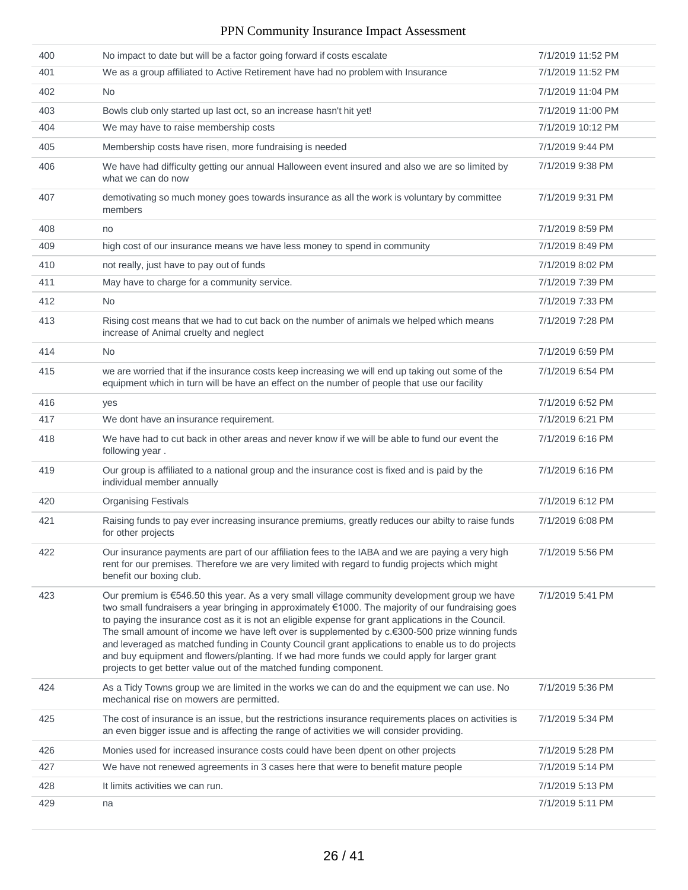| | | |
|---|---|---|
| 400 | No impact to date but will be a factor going forward if costs escalate | 7/1/2019 11:52 PM |
| 401 | We as a group affiliated to Active Retirement have had no problem with Insurance | 7/1/2019 11:52 PM |
| 402 | No | 7/1/2019 11:04 PM |
| 403 | Bowls club only started up last oct, so an increase hasn't hit yet! | 7/1/2019 11:00 PM |
| 404 | We may have to raise membership costs | 7/1/2019 10:12 PM |
| 405 | Membership costs have risen, more fundraising is needed | 7/1/2019 9:44 PM |
| 406 | We have had difficulty getting our annual Halloween event insured and also we are so limited by what we can do now | 7/1/2019 9:38 PM |
| 407 | demotivating so much money goes towards insurance as all the work is voluntary by committee members | 7/1/2019 9:31 PM |
| 408 | no | 7/1/2019 8:59 PM |
| 409 | high cost of our insurance means we have less money to spend in community | 7/1/2019 8:49 PM |
| 410 | not really, just have to pay out of funds | 7/1/2019 8:02 PM |
| 411 | May have to charge for a community service. | 7/1/2019 7:39 PM |
| 412 | No | 7/1/2019 7:33 PM |
| 413 | Rising cost means that we had to cut back on the number of animals we helped which means increase of Animal cruelty and neglect | 7/1/2019 7:28 PM |
| 414 | No | 7/1/2019 6:59 PM |
| 415 | we are worried that if the insurance costs keep increasing we will end up taking out some of the equipment which in turn will be have an effect on the number of people that use our facility | 7/1/2019 6:54 PM |
| 416 | yes | 7/1/2019 6:52 PM |
| 417 | We dont have an insurance requirement. | 7/1/2019 6:21 PM |
| 418 | We have had to cut back in other areas and never know if we will be able to fund our event the following year . | 7/1/2019 6:16 PM |
| 419 | Our group is affiliated to a national group and the insurance cost is fixed and is paid by the individual member annually | 7/1/2019 6:16 PM |
| 420 | Organising Festivals | 7/1/2019 6:12 PM |
| 421 | Raising funds to pay ever increasing insurance premiums, greatly reduces our abilty to raise funds for other projects | 7/1/2019 6:08 PM |
| 422 | Our insurance payments are part of our affiliation fees to the IABA and we are paying a very high rent for our premises. Therefore we are very limited with regard to fundig projects which might benefit our boxing club. | 7/1/2019 5:56 PM |
| 423 | Our premium is €546.50 this year. As a very small village community development group we have two small fundraisers a year bringing in approximately €1000. The majority of our fundraising goes to paying the insurance cost as it is not an eligible expense for grant applications in the Council. The small amount of income we have left over is supplemented by c.€300-500 prize winning funds and leveraged as matched funding in County Council grant applications to enable us to do projects and buy equipment and flowers/planting. If we had more funds we could apply for larger grant projects to get better value out of the matched funding component. | 7/1/2019 5:41 PM |
| 424 | As a Tidy Towns group we are limited in the works we can do and the equipment we can use. No mechanical rise on mowers are permitted. | 7/1/2019 5:36 PM |
| 425 | The cost of insurance is an issue, but the restrictions insurance requirements places on activities is an even bigger issue and is affecting the range of activities we will consider providing. | 7/1/2019 5:34 PM |
| 426 | Monies used for increased insurance costs could have been dpent on other projects | 7/1/2019 5:28 PM |
| 427 | We have not renewed agreements in 3 cases here that were to benefit mature people | 7/1/2019 5:14 PM |
| 428 | It limits activities we can run. | 7/1/2019 5:13 PM |
| 429 | na | 7/1/2019 5:11 PM |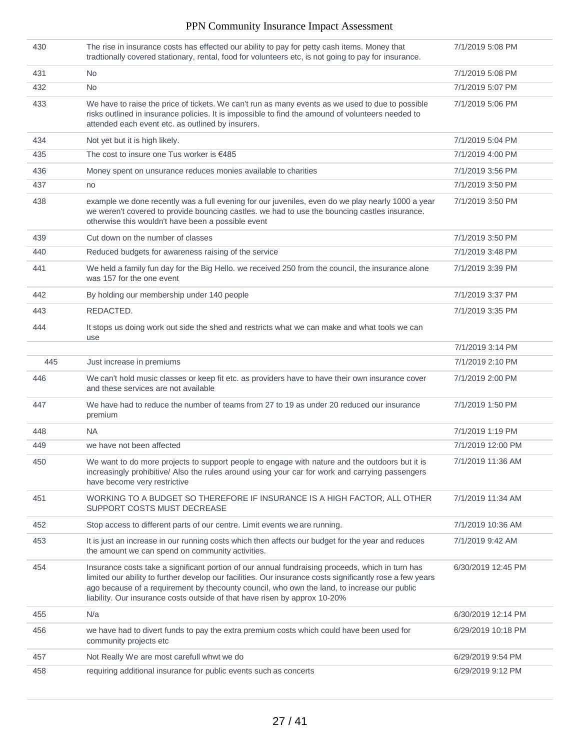| | | |
|---|---|---|
| 430 | The rise in insurance costs has effected our ability to pay for petty cash items. Money that tradtionally covered stationary, rental, food for volunteers etc, is not going to pay for insurance. | 7/1/2019 5:08 PM |
| 431 | No | 7/1/2019 5:08 PM |
| 432 | No | 7/1/2019 5:07 PM |
| 433 | We have to raise the price of tickets. We can't run as many events as we used to due to possible risks outlined in insurance policies. It is impossible to find the amound of volunteers needed to attended each event etc. as outlined by insurers. | 7/1/2019 5:06 PM |
| 434 | Not yet but it is high likely. | 7/1/2019 5:04 PM |
| 435 | The cost to insure one Tus worker is €485 | 7/1/2019 4:00 PM |
| 436 | Money spent on unsurance reduces monies available to charities | 7/1/2019 3:56 PM |
| 437 | no | 7/1/2019 3:50 PM |
| 438 | example we done recently was a full evening for our juveniles, even do we play nearly 1000 a year we weren't covered to provide bouncing castles. we had to use the bouncing castles insurance. otherwise this wouldn't have been a possible event | 7/1/2019 3:50 PM |
| 439 | Cut down on the number of classes | 7/1/2019 3:50 PM |
| 440 | Reduced budgets for awareness raising of the service | 7/1/2019 3:48 PM |
| 441 | We held a family fun day for the Big Hello. we received 250 from the council, the insurance alone was 157 for the one event | 7/1/2019 3:39 PM |
| 442 | By holding our membership under 140 people | 7/1/2019 3:37 PM |
| 443 | REDACTED. | 7/1/2019 3:35 PM |
| 444 | It stops us doing work out side the shed and restricts what we can make and what tools we can use | 7/1/2019 3:14 PM |
| 445 | Just increase in premiums | 7/1/2019 2:10 PM |
| 446 | We can't hold music classes or keep fit etc. as providers have to have their own insurance cover and these services are not available | 7/1/2019 2:00 PM |
| 447 | We have had to reduce the number of teams from 27 to 19 as under 20 reduced our insurance premium | 7/1/2019 1:50 PM |
| 448 | NA | 7/1/2019 1:19 PM |
| 449 | we have not been affected | 7/1/2019 12:00 PM |
| 450 | We want to do more projects to support people to engage with nature and the outdoors but it is increasingly prohibitive/ Also the rules around using your car for work and carrying passengers have become very restrictive | 7/1/2019 11:36 AM |
| 451 | WORKING TO A BUDGET SO THEREFORE IF INSURANCE IS A HIGH FACTOR, ALL OTHER SUPPORT COSTS MUST DECREASE | 7/1/2019 11:34 AM |
| 452 | Stop access to different parts of our centre. Limit events we are running. | 7/1/2019 10:36 AM |
| 453 | It is just an increase in our running costs which then affects our budget for the year and reduces the amount we can spend on community activities. | 7/1/2019 9:42 AM |
| 454 | Insurance costs take a significant portion of our annual fundraising proceeds, which in turn has limited our ability to further develop our facilities. Our insurance costs significantly rose a few years ago because of a requirement by thecounty council, who own the land, to increase our public liability. Our insurance costs outside of that have risen by approx 10-20% | 6/30/2019 12:45 PM |
| 455 | N/a | 6/30/2019 12:14 PM |
| 456 | we have had to divert funds to pay the extra premium costs which could have been used for community projects etc | 6/29/2019 10:18 PM |
| 457 | Not Really We are most carefull whwt we do | 6/29/2019 9:54 PM |
| 458 | requiring additional insurance for public events such as concerts | 6/29/2019 9:12 PM |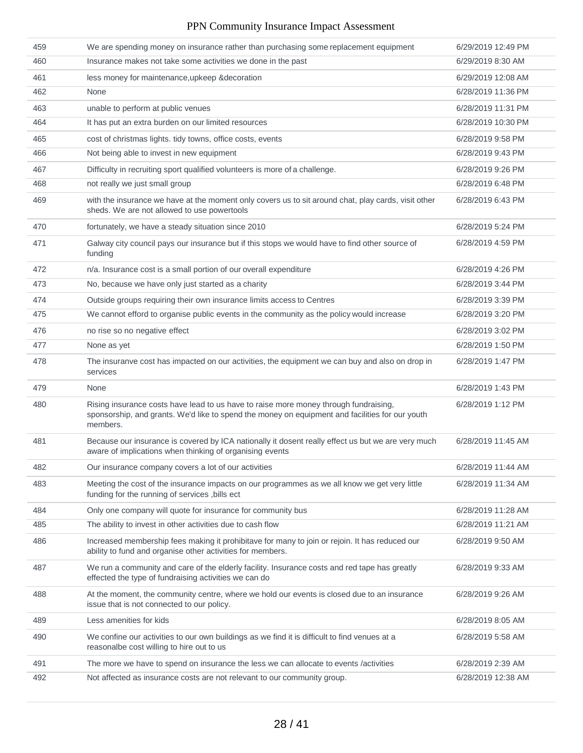| | | |
|---|---|---|
| 459 | We are spending money on insurance rather than purchasing some replacement equipment | 6/29/2019 12:49 PM |
| 460 | Insurance makes not take some activities we done in the past | 6/29/2019 8:30 AM |
| 461 | less money for maintenance,upkeep &decoration | 6/29/2019 12:08 AM |
| 462 | None | 6/28/2019 11:36 PM |
| 463 | unable to perform at public venues | 6/28/2019 11:31 PM |
| 464 | It has put an extra burden on our limited resources | 6/28/2019 10:30 PM |
| 465 | cost of christmas lights. tidy towns, office costs, events | 6/28/2019 9:58 PM |
| 466 | Not being able to invest in new equipment | 6/28/2019 9:43 PM |
| 467 | Difficulty in recruiting sport qualified volunteers is more of a challenge. | 6/28/2019 9:26 PM |
| 468 | not really we just small group | 6/28/2019 6:48 PM |
| 469 | with the insurance we have at the moment only covers us to sit around chat, play cards, visit other sheds. We are not allowed to use powertools | 6/28/2019 6:43 PM |
| 470 | fortunately, we have a steady situation since 2010 | 6/28/2019 5:24 PM |
| 471 | Galway city council pays our insurance but if this stops we would have to find other source of funding | 6/28/2019 4:59 PM |
| 472 | n/a. Insurance cost is a small portion of our overall expenditure | 6/28/2019 4:26 PM |
| 473 | No, because we have only just started as a charity | 6/28/2019 3:44 PM |
| 474 | Outside groups requiring their own insurance limits access to Centres | 6/28/2019 3:39 PM |
| 475 | We cannot efford to organise public events in the community as the policy would increase | 6/28/2019 3:20 PM |
| 476 | no rise so no negative effect | 6/28/2019 3:02 PM |
| 477 | None as yet | 6/28/2019 1:50 PM |
| 478 | The insuranve cost has impacted on our activities, the equipment we can buy and also on drop in services | 6/28/2019 1:47 PM |
| 479 | None | 6/28/2019 1:43 PM |
| 480 | Rising insurance costs have lead to us have to raise more money through fundraising, sponsorship, and grants. We'd like to spend the money on equipment and facilities for our youth members. | 6/28/2019 1:12 PM |
| 481 | Because our insurance is covered by ICA nationally it dosent really effect us but we are very much aware of implications when thinking of organising events | 6/28/2019 11:45 AM |
| 482 | Our insurance company covers a lot of our activities | 6/28/2019 11:44 AM |
| 483 | Meeting the cost of the insurance impacts on our programmes as we all know we get very little funding for the running of services ,bills ect | 6/28/2019 11:34 AM |
| 484 | Only one company will quote for insurance for community bus | 6/28/2019 11:28 AM |
| 485 | The ability to invest in other activities due to cash flow | 6/28/2019 11:21 AM |
| 486 | Increased membership fees making it prohibitave for many to join or rejoin. It has reduced our ability to fund and organise other activities for members. | 6/28/2019 9:50 AM |
| 487 | We run a community and care of the elderly facility. Insurance costs and red tape has greatly effected the type of fundraising activities we can do | 6/28/2019 9:33 AM |
| 488 | At the moment, the community centre, where we hold our events is closed due to an insurance issue that is not connected to our policy. | 6/28/2019 9:26 AM |
| 489 | Less amenities for kids | 6/28/2019 8:05 AM |
| 490 | We confine our activities to our own buildings as we find it is difficult to find venues at a reasonalbe cost willing to hire out to us | 6/28/2019 5:58 AM |
| 491 | The more we have to spend on insurance the less we can allocate to events /activities | 6/28/2019 2:39 AM |
| 492 | Not affected as insurance costs are not relevant to our community group. | 6/28/2019 12:38 AM |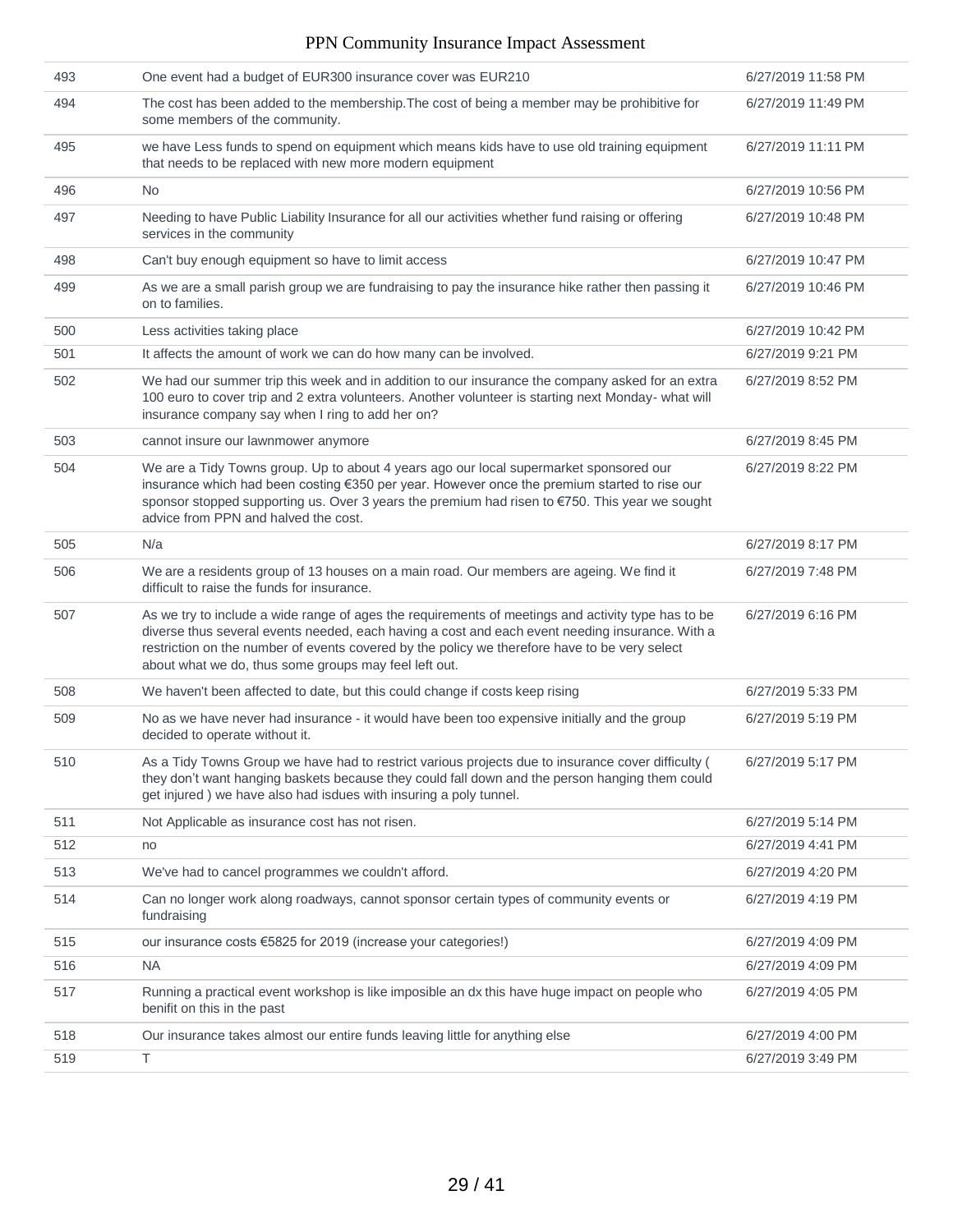| | | |
|---|---|---|
| 493 | One event had a budget of EUR300 insurance cover was EUR210 | 6/27/2019 11:58 PM |
| 494 | The cost has been added to the membership.The cost of being a member may be prohibitive for some members of the community. | 6/27/2019 11:49 PM |
| 495 | we have Less funds to spend on equipment which means kids have to use old training equipment that needs to be replaced with new more modern equipment | 6/27/2019 11:11 PM |
| 496 | No | 6/27/2019 10:56 PM |
| 497 | Needing to have Public Liability Insurance for all our activities whether fund raising or offering services in the community | 6/27/2019 10:48 PM |
| 498 | Can't buy enough equipment so have to limit access | 6/27/2019 10:47 PM |
| 499 | As we are a small parish group we are fundraising to pay the insurance hike rather then passing it on to families. | 6/27/2019 10:46 PM |
| 500 | Less activities taking place | 6/27/2019 10:42 PM |
| 501 | It affects the amount of work we can do how many can be involved. | 6/27/2019 9:21 PM |
| 502 | We had our summer trip this week and in addition to our insurance the company asked for an extra 100 euro to cover trip and 2 extra volunteers. Another volunteer is starting next Monday- what will insurance company say when I ring to add her on? | 6/27/2019 8:52 PM |
| 503 | cannot insure our lawnmower anymore | 6/27/2019 8:45 PM |
| 504 | We are a Tidy Towns group. Up to about 4 years ago our local supermarket sponsored our insurance which had been costing €350 per year. However once the premium started to rise our sponsor stopped supporting us. Over 3 years the premium had risen to €750. This year we sought advice from PPN and halved the cost. | 6/27/2019 8:22 PM |
| 505 | N/a | 6/27/2019 8:17 PM |
| 506 | We are a residents group of 13 houses on a main road. Our members are ageing. We find it difficult to raise the funds for insurance. | 6/27/2019 7:48 PM |
| 507 | As we try to include a wide range of ages the requirements of meetings and activity type has to be diverse thus several events needed, each having a cost and each event needing insurance. With a restriction on the number of events covered by the policy we therefore have to be very select about what we do, thus some groups may feel left out. | 6/27/2019 6:16 PM |
| 508 | We haven't been affected to date, but this could change if costs keep rising | 6/27/2019 5:33 PM |
| 509 | No as we have never had insurance - it would have been too expensive initially and the group decided to operate without it. | 6/27/2019 5:19 PM |
| 510 | As a Tidy Towns Group we have had to restrict various projects due to insurance cover difficulty ( they don't want hanging baskets because they could fall down and the person hanging them could get injured ) we have also had isdues with insuring a poly tunnel. | 6/27/2019 5:17 PM |
| 511 | Not Applicable as insurance cost has not risen. | 6/27/2019 5:14 PM |
| 512 | no | 6/27/2019 4:41 PM |
| 513 | We've had to cancel programmes we couldn't afford. | 6/27/2019 4:20 PM |
| 514 | Can no longer work along roadways, cannot sponsor certain types of community events or fundraising | 6/27/2019 4:19 PM |
| 515 | our insurance costs €5825 for 2019 (increase your categories!) | 6/27/2019 4:09 PM |
| 516 | NA | 6/27/2019 4:09 PM |
| 517 | Running a practical event workshop is like imposible an dx this have huge impact on people who benifit on this in the past | 6/27/2019 4:05 PM |
| 518 | Our insurance takes almost our entire funds leaving little for anything else | 6/27/2019 4:00 PM |
| 519 | T | 6/27/2019 3:49 PM |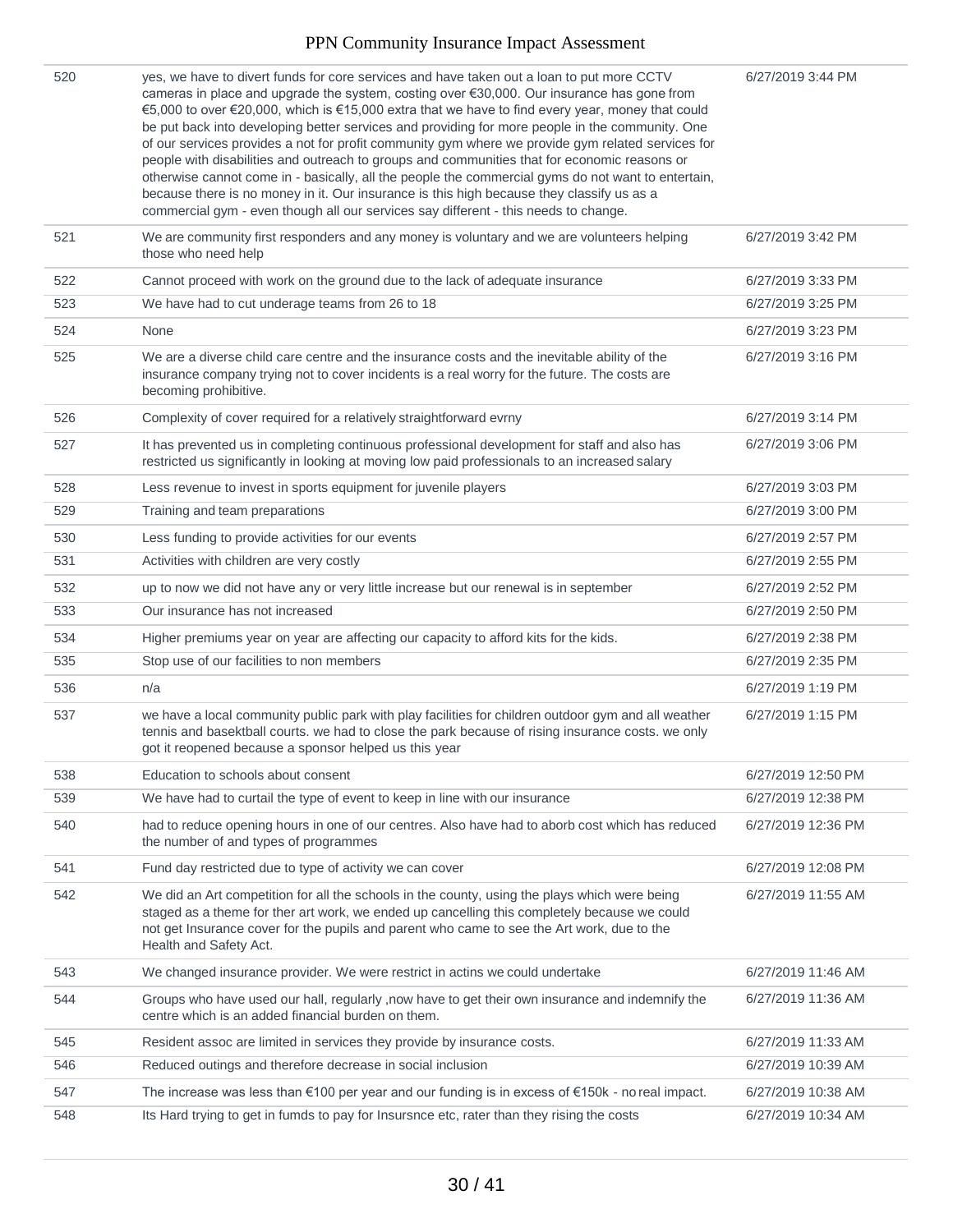| | | |
|---|---|---|
| 520 | yes, we have to divert funds for core services and have taken out a loan to put more CCTV cameras in place and upgrade the system, costing over €30,000. Our insurance has gone from €5,000 to over €20,000, which is €15,000 extra that we have to find every year, money that could be put back into developing better services and providing for more people in the community. One of our services provides a not for profit community gym where we provide gym related services for people with disabilities and outreach to groups and communities that for economic reasons or otherwise cannot come in - basically, all the people the commercial gyms do not want to entertain, because there is no money in it. Our insurance is this high because they classify us as a commercial gym - even though all our services say different - this needs to change. | 6/27/2019 3:44 PM |
| 521 | We are community first responders and any money is voluntary and we are volunteers helping those who need help | 6/27/2019 3:42 PM |
| 522 | Cannot proceed with work on the ground due to the lack of adequate insurance | 6/27/2019 3:33 PM |
| 523 | We have had to cut underage teams from 26 to 18 | 6/27/2019 3:25 PM |
| 524 | None | 6/27/2019 3:23 PM |
| 525 | We are a diverse child care centre and the insurance costs and the inevitable ability of the insurance company trying not to cover incidents is a real worry for the future. The costs are becoming prohibitive. | 6/27/2019 3:16 PM |
| 526 | Complexity of cover required for a relatively straightforward evrny | 6/27/2019 3:14 PM |
| 527 | It has prevented us in completing continuous professional development for staff and also has restricted us significantly in looking at moving low paid professionals to an increased salary | 6/27/2019 3:06 PM |
| 528 | Less revenue to invest in sports equipment for juvenile players | 6/27/2019 3:03 PM |
| 529 | Training and team preparations | 6/27/2019 3:00 PM |
| 530 | Less funding to provide activities for our events | 6/27/2019 2:57 PM |
| 531 | Activities with children are very costly | 6/27/2019 2:55 PM |
| 532 | up to now we did not have any or very little increase but our renewal is in september | 6/27/2019 2:52 PM |
| 533 | Our insurance has not increased | 6/27/2019 2:50 PM |
| 534 | Higher premiums year on year are affecting our capacity to afford kits for the kids. | 6/27/2019 2:38 PM |
| 535 | Stop use of our facilities to non members | 6/27/2019 2:35 PM |
| 536 | n/a | 6/27/2019 1:19 PM |
| 537 | we have a local community public park with play facilities for children outdoor gym and all weather tennis and basektball courts. we had to close the park because of rising insurance costs. we only got it reopened because a sponsor helped us this year | 6/27/2019 1:15 PM |
| 538 | Education to schools about consent | 6/27/2019 12:50 PM |
| 539 | We have had to curtail the type of event to keep in line with our insurance | 6/27/2019 12:38 PM |
| 540 | had to reduce opening hours in one of our centres. Also have had to aborb cost which has reduced the number of and types of programmes | 6/27/2019 12:36 PM |
| 541 | Fund day restricted due to type of activity we can cover | 6/27/2019 12:08 PM |
| 542 | We did an Art competition for all the schools in the county, using the plays which were being staged as a theme for ther art work, we ended up cancelling this completely because we could not get Insurance cover for the pupils and parent who came to see the Art work, due to the Health and Safety Act. | 6/27/2019 11:55 AM |
| 543 | We changed insurance provider. We were restrict in actins we could undertake | 6/27/2019 11:46 AM |
| 544 | Groups who have used our hall, regularly ,now have to get their own insurance and indemnify the centre which is an added financial burden on them. | 6/27/2019 11:36 AM |
| 545 | Resident assoc are limited in services they provide by insurance costs. | 6/27/2019 11:33 AM |
| 546 | Reduced outings and therefore decrease in social inclusion | 6/27/2019 10:39 AM |
| 547 | The increase was less than €100 per year and our funding is in excess of €150k - no real impact. | 6/27/2019 10:38 AM |
| 548 | Its Hard trying to get in fumds to pay for Insursnce etc, rater than they rising the costs | 6/27/2019 10:34 AM |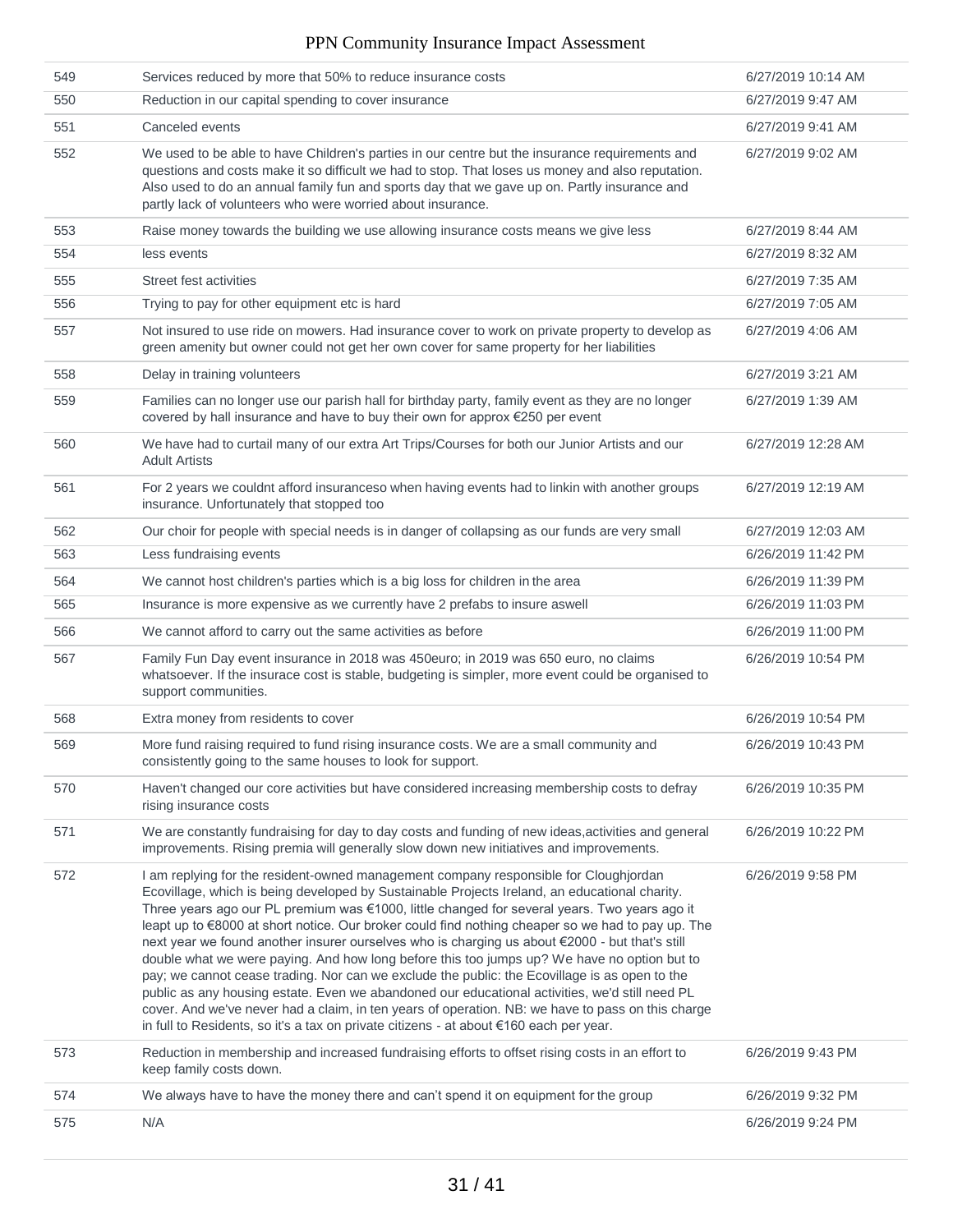| | | |
|---|---|---|
| 549 | Services reduced by more that 50% to reduce insurance costs | 6/27/2019 10:14 AM |
| 550 | Reduction in our capital spending to cover insurance | 6/27/2019 9:47 AM |
| 551 | Canceled events | 6/27/2019 9:41 AM |
| 552 | We used to be able to have Children's parties in our centre but the insurance requirements and questions and costs make it so difficult we had to stop. That loses us money and also reputation. Also used to do an annual family fun and sports day that we gave up on. Partly insurance and partly lack of volunteers who were worried about insurance. | 6/27/2019 9:02 AM |
| 553 | Raise money towards the building we use allowing insurance costs means we give less | 6/27/2019 8:44 AM |
| 554 | less events | 6/27/2019 8:32 AM |
| 555 | Street fest activities | 6/27/2019 7:35 AM |
| 556 | Trying to pay for other equipment etc is hard | 6/27/2019 7:05 AM |
| 557 | Not insured to use ride on mowers. Had insurance cover to work on private property to develop as green amenity but owner could not get her own cover for same property for her liabilities | 6/27/2019 4:06 AM |
| 558 | Delay in training volunteers | 6/27/2019 3:21 AM |
| 559 | Families can no longer use our parish hall for birthday party, family event as they are no longer covered by hall insurance and have to buy their own for approx €250 per event | 6/27/2019 1:39 AM |
| 560 | We have had to curtail many of our extra Art Trips/Courses for both our Junior Artists and our Adult Artists | 6/27/2019 12:28 AM |
| 561 | For 2 years we couldnt afford insuranceso when having events had to linkin with another groups insurance. Unfortunately that stopped too | 6/27/2019 12:19 AM |
| 562 | Our choir for people with special needs is in danger of collapsing as our funds are very small | 6/27/2019 12:03 AM |
| 563 | Less fundraising events | 6/26/2019 11:42 PM |
| 564 | We cannot host children's parties which is a big loss for children in the area | 6/26/2019 11:39 PM |
| 565 | Insurance is more expensive as we currently have 2 prefabs to insure aswell | 6/26/2019 11:03 PM |
| 566 | We cannot afford to carry out the same activities as before | 6/26/2019 11:00 PM |
| 567 | Family Fun Day event insurance in 2018 was 450euro; in 2019 was 650 euro, no claims whatsoever. If the insurace cost is stable, budgeting is simpler, more event could be organised to support communities. | 6/26/2019 10:54 PM |
| 568 | Extra money from residents to cover | 6/26/2019 10:54 PM |
| 569 | More fund raising required to fund rising insurance costs. We are a small community and consistently going to the same houses to look for support. | 6/26/2019 10:43 PM |
| 570 | Haven't changed our core activities but have considered increasing membership costs to defray rising insurance costs | 6/26/2019 10:35 PM |
| 571 | We are constantly fundraising for day to day costs and funding of new ideas,activities and general improvements. Rising premia will generally slow down new initiatives and improvements. | 6/26/2019 10:22 PM |
| 572 | I am replying for the resident-owned management company responsible for Cloughjordan Ecovillage, which is being developed by Sustainable Projects Ireland, an educational charity. Three years ago our PL premium was €1000, little changed for several years. Two years ago it leapt up to €8000 at short notice. Our broker could find nothing cheaper so we had to pay up. The next year we found another insurer ourselves who is charging us about €2000 - but that's still double what we were paying. And how long before this too jumps up? We have no option but to pay; we cannot cease trading. Nor can we exclude the public: the Ecovillage is as open to the public as any housing estate. Even we abandoned our educational activities, we'd still need PL cover. And we've never had a claim, in ten years of operation. NB: we have to pass on this charge in full to Residents, so it's a tax on private citizens - at about €160 each per year. | 6/26/2019 9:58 PM |
| 573 | Reduction in membership and increased fundraising efforts to offset rising costs in an effort to keep family costs down. | 6/26/2019 9:43 PM |
| 574 | We always have to have the money there and can't spend it on equipment for the group | 6/26/2019 9:32 PM |
| 575 | N/A | 6/26/2019 9:24 PM |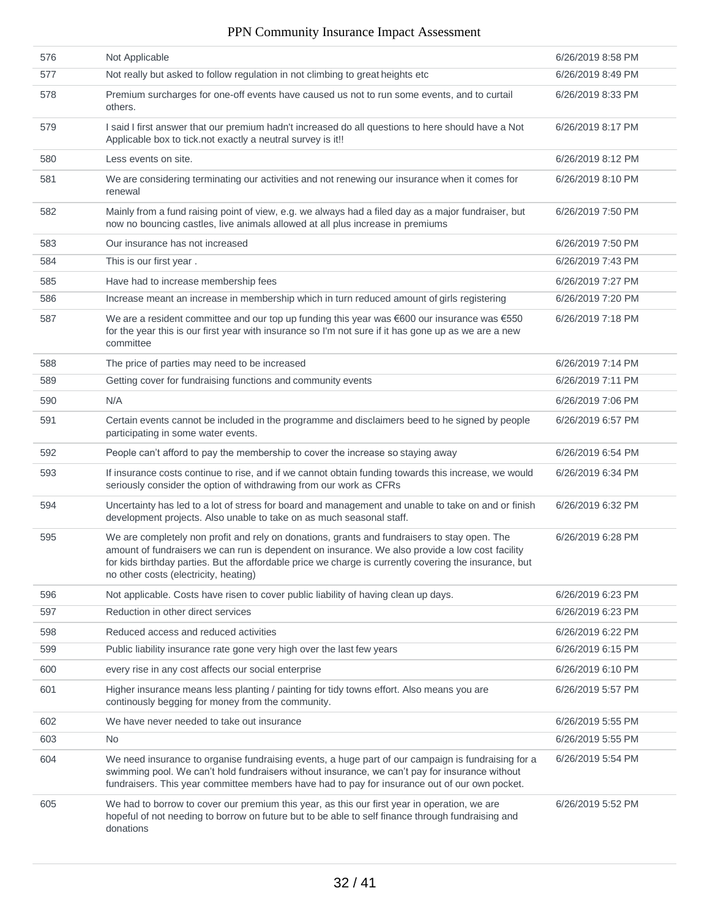| | | |
|---|---|---|
| 576 | Not Applicable | 6/26/2019 8:58 PM |
| 577 | Not really but asked to follow regulation in not climbing to great heights etc | 6/26/2019 8:49 PM |
| 578 | Premium surcharges for one-off events have caused us not to run some events, and to curtail others. | 6/26/2019 8:33 PM |
| 579 | I said I first answer that our premium hadn't increased do all questions to here should have a Not Applicable box to tick.not exactly a neutral survey is it!! | 6/26/2019 8:17 PM |
| 580 | Less events on site. | 6/26/2019 8:12 PM |
| 581 | We are considering terminating our activities and not renewing our insurance when it comes for renewal | 6/26/2019 8:10 PM |
| 582 | Mainly from a fund raising point of view, e.g. we always had a filed day as a major fundraiser, but now no bouncing castles, live animals allowed at all plus increase in premiums | 6/26/2019 7:50 PM |
| 583 | Our insurance has not increased | 6/26/2019 7:50 PM |
| 584 | This is our first year . | 6/26/2019 7:43 PM |
| 585 | Have had to increase membership fees | 6/26/2019 7:27 PM |
| 586 | Increase meant an increase in membership which in turn reduced amount of girls registering | 6/26/2019 7:20 PM |
| 587 | We are a resident committee and our top up funding this year was €600 our insurance was €550 for the year this is our first year with insurance so I'm not sure if it has gone up as we are a new committee | 6/26/2019 7:18 PM |
| 588 | The price of parties may need to be increased | 6/26/2019 7:14 PM |
| 589 | Getting cover for fundraising functions and community events | 6/26/2019 7:11 PM |
| 590 | N/A | 6/26/2019 7:06 PM |
| 591 | Certain events cannot be included in the programme and disclaimers beed to he signed by people participating in some water events. | 6/26/2019 6:57 PM |
| 592 | People can't afford to pay the membership to cover the increase so staying away | 6/26/2019 6:54 PM |
| 593 | If insurance costs continue to rise, and if we cannot obtain funding towards this increase, we would seriously consider the option of withdrawing from our work as CFRs | 6/26/2019 6:34 PM |
| 594 | Uncertainty has led to a lot of stress for board and management and unable to take on and or finish development projects. Also unable to take on as much seasonal staff. | 6/26/2019 6:32 PM |
| 595 | We are completely non profit and rely on donations, grants and fundraisers to stay open. The amount of fundraisers we can run is dependent on insurance. We also provide a low cost facility for kids birthday parties. But the affordable price we charge is currently covering the insurance, but no other costs (electricity, heating) | 6/26/2019 6:28 PM |
| 596 | Not applicable. Costs have risen to cover public liability of having clean up days. | 6/26/2019 6:23 PM |
| 597 | Reduction in other direct services | 6/26/2019 6:23 PM |
| 598 | Reduced access and reduced activities | 6/26/2019 6:22 PM |
| 599 | Public liability insurance rate gone very high over the last few years | 6/26/2019 6:15 PM |
| 600 | every rise in any cost affects our social enterprise | 6/26/2019 6:10 PM |
| 601 | Higher insurance means less planting / painting for tidy towns effort. Also means you are continously begging for money from the community. | 6/26/2019 5:57 PM |
| 602 | We have never needed to take out insurance | 6/26/2019 5:55 PM |
| 603 | No | 6/26/2019 5:55 PM |
| 604 | We need insurance to organise fundraising events, a huge part of our campaign is fundraising for a swimming pool. We can't hold fundraisers without insurance, we can't pay for insurance without fundraisers. This year committee members have had to pay for insurance out of our own pocket. | 6/26/2019 5:54 PM |
| 605 | We had to borrow to cover our premium this year, as this our first year in operation, we are hopeful of not needing to borrow on future but to be able to self finance through fundraising and donations | 6/26/2019 5:52 PM |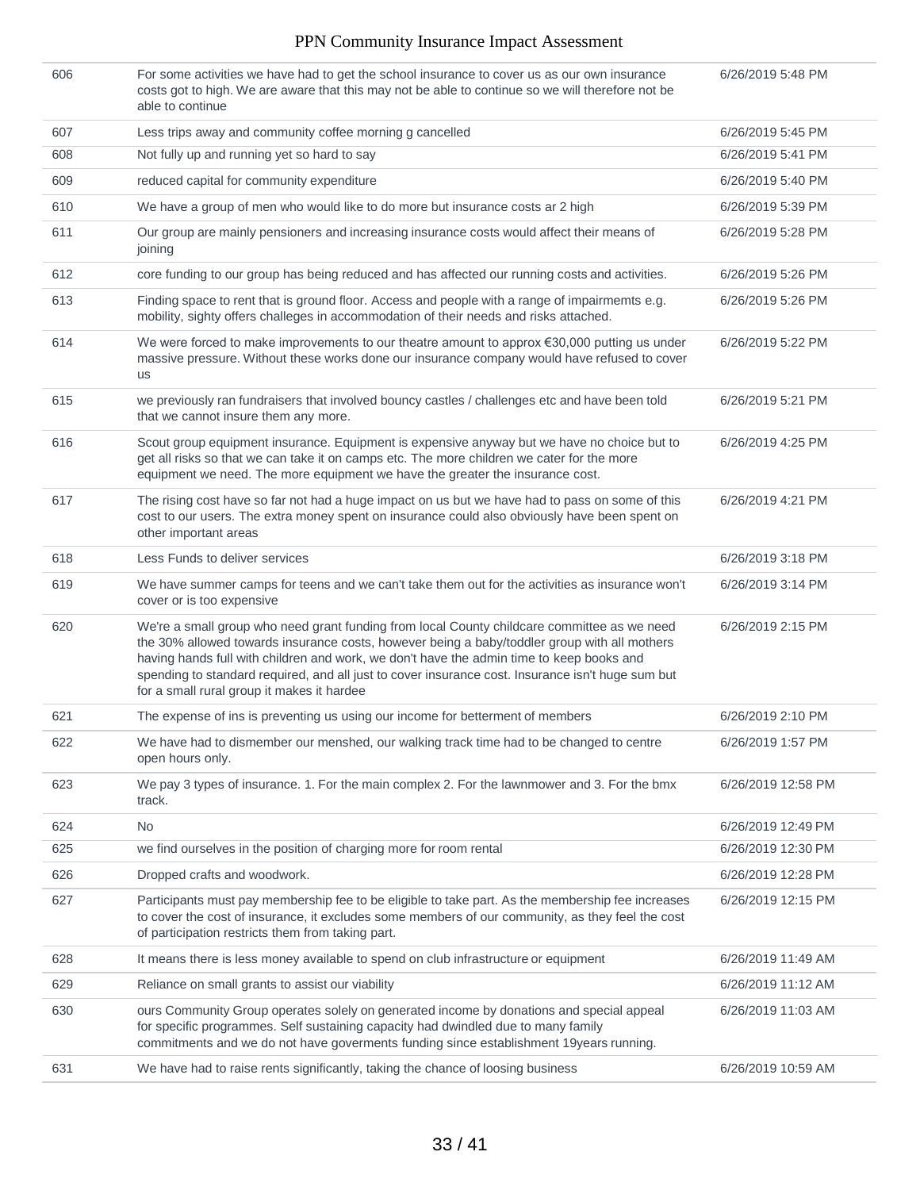| | | |
|---|---|---|
| 606 | For some activities we have had to get the school insurance to cover us as our own insurance costs got to high. We are aware that this may not be able to continue so we will therefore not be able to continue | 6/26/2019 5:48 PM |
| 607 | Less trips away and community coffee morning g cancelled | 6/26/2019 5:45 PM |
| 608 | Not fully up and running yet so hard to say | 6/26/2019 5:41 PM |
| 609 | reduced capital for community expenditure | 6/26/2019 5:40 PM |
| 610 | We have a group of men who would like to do more but insurance costs ar 2 high | 6/26/2019 5:39 PM |
| 611 | Our group are mainly pensioners and increasing insurance costs would affect their means of joining | 6/26/2019 5:28 PM |
| 612 | core funding to our group has being reduced and has affected our running costs and activities. | 6/26/2019 5:26 PM |
| 613 | Finding space to rent that is ground floor. Access and people with a range of impairmemts e.g. mobility, sighty offers challeges in accommodation of their needs and risks attached. | 6/26/2019 5:26 PM |
| 614 | We were forced to make improvements to our theatre amount to approx €30,000 putting us under massive pressure. Without these works done our insurance company would have refused to cover us | 6/26/2019 5:22 PM |
| 615 | we previously ran fundraisers that involved bouncy castles / challenges etc and have been told that we cannot insure them any more. | 6/26/2019 5:21 PM |
| 616 | Scout group equipment insurance. Equipment is expensive anyway but we have no choice but to get all risks so that we can take it on camps etc. The more children we cater for the more equipment we need. The more equipment we have the greater the insurance cost. | 6/26/2019 4:25 PM |
| 617 | The rising cost have so far not had a huge impact on us but we have had to pass on some of this cost to our users. The extra money spent on insurance could also obviously have been spent on other important areas | 6/26/2019 4:21 PM |
| 618 | Less Funds to deliver services | 6/26/2019 3:18 PM |
| 619 | We have summer camps for teens and we can't take them out for the activities as insurance won't cover or is too expensive | 6/26/2019 3:14 PM |
| 620 | We're a small group who need grant funding from local County childcare committee as we need the 30% allowed towards insurance costs, however being a baby/toddler group with all mothers having hands full with children and work, we don't have the admin time to keep books and spending to standard required, and all just to cover insurance cost. Insurance isn't huge sum but for a small rural group it makes it hardee | 6/26/2019 2:15 PM |
| 621 | The expense of ins is preventing us using our income for betterment of members | 6/26/2019 2:10 PM |
| 622 | We have had to dismember our menshed, our walking track time had to be changed to centre open hours only. | 6/26/2019 1:57 PM |
| 623 | We pay 3 types of insurance. 1. For the main complex 2. For the lawnmower and 3. For the bmx track. | 6/26/2019 12:58 PM |
| 624 | No | 6/26/2019 12:49 PM |
| 625 | we find ourselves in the position of charging more for room rental | 6/26/2019 12:30 PM |
| 626 | Dropped crafts and woodwork. | 6/26/2019 12:28 PM |
| 627 | Participants must pay membership fee to be eligible to take part. As the membership fee increases to cover the cost of insurance, it excludes some members of our community, as they feel the cost of participation restricts them from taking part. | 6/26/2019 12:15 PM |
| 628 | It means there is less money available to spend on club infrastructure or equipment | 6/26/2019 11:49 AM |
| 629 | Reliance on small grants to assist our viability | 6/26/2019 11:12 AM |
| 630 | ours Community Group operates solely on generated income by donations and special appeal for specific programmes. Self sustaining capacity had dwindled due to many family commitments and we do not have goverments funding since establishment 19years running. | 6/26/2019 11:03 AM |
| 631 | We have had to raise rents significantly, taking the chance of loosing business | 6/26/2019 10:59 AM |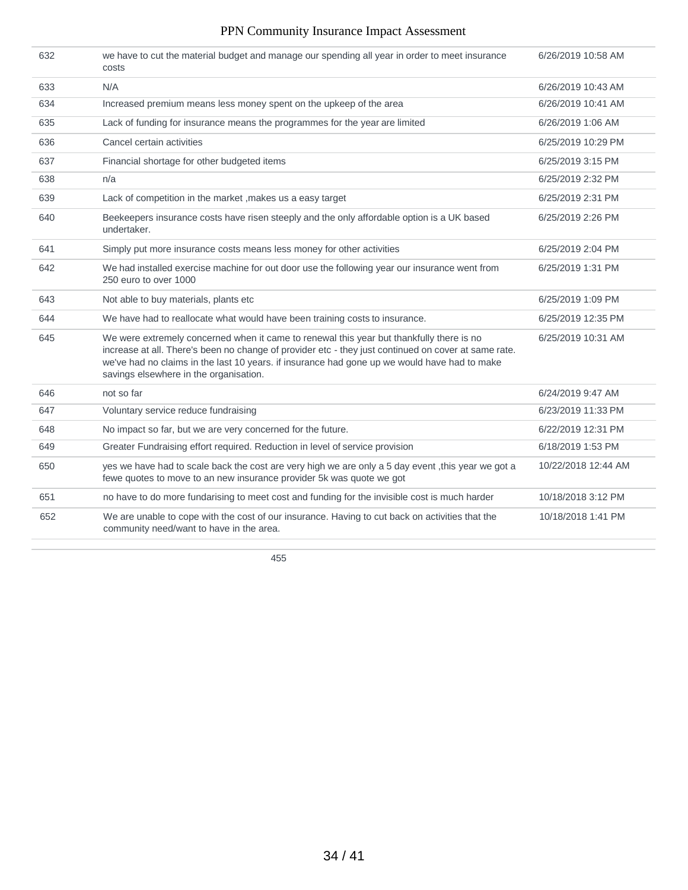| | | |
|---|---|---|
| 632 | we have to cut the material budget and manage our spending all year in order to meet insurance costs | 6/26/2019 10:58 AM |
| 633 | N/A | 6/26/2019 10:43 AM |
| 634 | Increased premium means less money spent on the upkeep of the area | 6/26/2019 10:41 AM |
| 635 | Lack of funding for insurance means the programmes for the year are limited | 6/26/2019 1:06 AM |
| 636 | Cancel certain activities | 6/25/2019 10:29 PM |
| 637 | Financial shortage for other budgeted items | 6/25/2019 3:15 PM |
| 638 | n/a | 6/25/2019 2:32 PM |
| 639 | Lack of competition in the market ,makes us a easy target | 6/25/2019 2:31 PM |
| 640 | Beekeepers insurance costs have risen steeply and the only affordable option is a UK based undertaker. | 6/25/2019 2:26 PM |
| 641 | Simply put more insurance costs means less money for other activities | 6/25/2019 2:04 PM |
| 642 | We had installed exercise machine for out door use the following year our insurance went from 250 euro to over 1000 | 6/25/2019 1:31 PM |
| 643 | Not able to buy materials, plants etc | 6/25/2019 1:09 PM |
| 644 | We have had to reallocate what would have been training costs to insurance. | 6/25/2019 12:35 PM |
| 645 | We were extremely concerned when it came to renewal this year but thankfully there is no increase at all. There's been no change of provider etc - they just continued on cover at same rate. we've had no claims in the last 10 years. if insurance had gone up we would have had to make savings elsewhere in the organisation. | 6/25/2019 10:31 AM |
| 646 | not so far | 6/24/2019 9:47 AM |
| 647 | Voluntary service reduce fundraising | 6/23/2019 11:33 PM |
| 648 | No impact so far, but we are very concerned for the future. | 6/22/2019 12:31 PM |
| 649 | Greater Fundraising effort required. Reduction in level of service provision | 6/18/2019 1:53 PM |
| 650 | yes we have had to scale back the cost are very high we are only a 5 day event ,this year we got a fewe quotes to move to an new insurance provider 5k was quote we got | 10/22/2018 12:44 AM |
| 651 | no have to do more fundarising to meet cost and funding for the invisible cost is much harder | 10/18/2018 3:12 PM |
| 652 | We are unable to cope with the cost of our insurance. Having to cut back on activities that the community need/want to have in the area. | 10/18/2018 1:41 PM |

455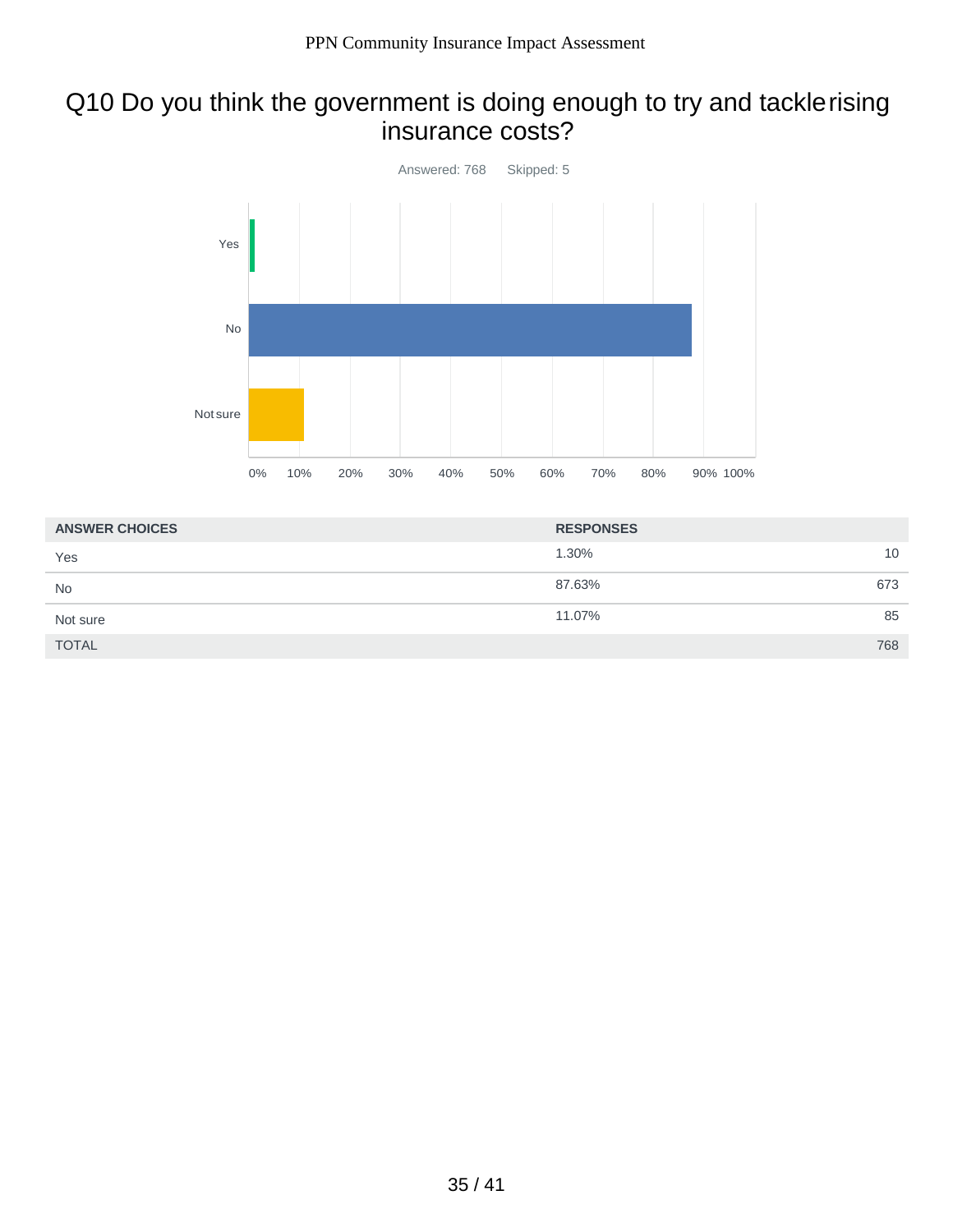## Q10 Do you think the government is doing enough to try and tackle rising insurance costs?

Answered: 768 Skipped: 5

| ANSWER CHOICES | RESPONSES | |
|---|---|---|
| Yes | 1.30% | 10 |
| No | 87.63% | 673 |
| Not sure | 11.07% | 85 |
| TOTAL | | 768 |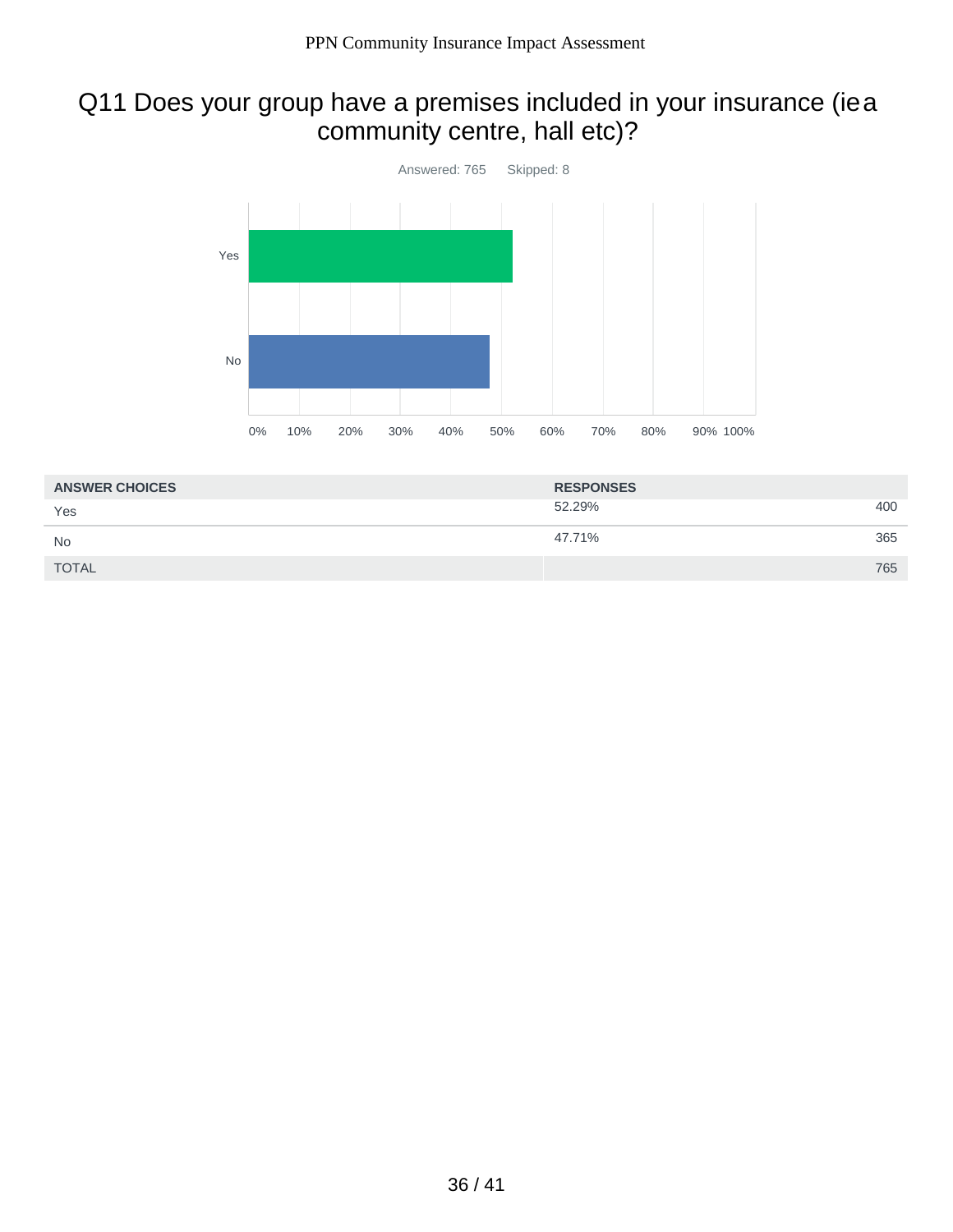## Q11 Does your group have a premises included in your insurance (ie a community centre, hall etc)?

Answered: 765 Skipped: 8

| ANSWER CHOICES | RESPONSES | |
|---|---|---|
| Yes | 52.29% | 400 |
| No | 47.71% | 365 |
| TOTAL | | 765 |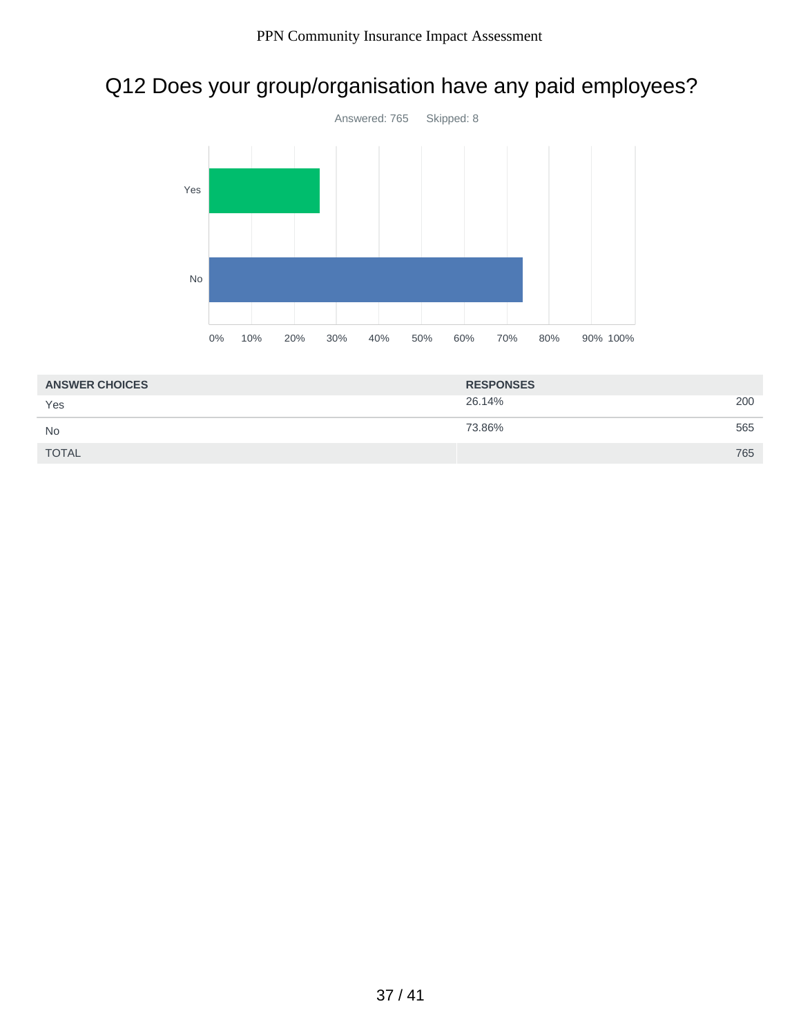## Q12 Does your group/organisation have any paid employees?

Answered: 765 Skipped: 8

| ANSWER CHOICES | RESPONSES | |
|---|---|---|
| Yes | 26.14% | 200 |
| No | 73.86% | 565 |
| TOTAL | | 765 |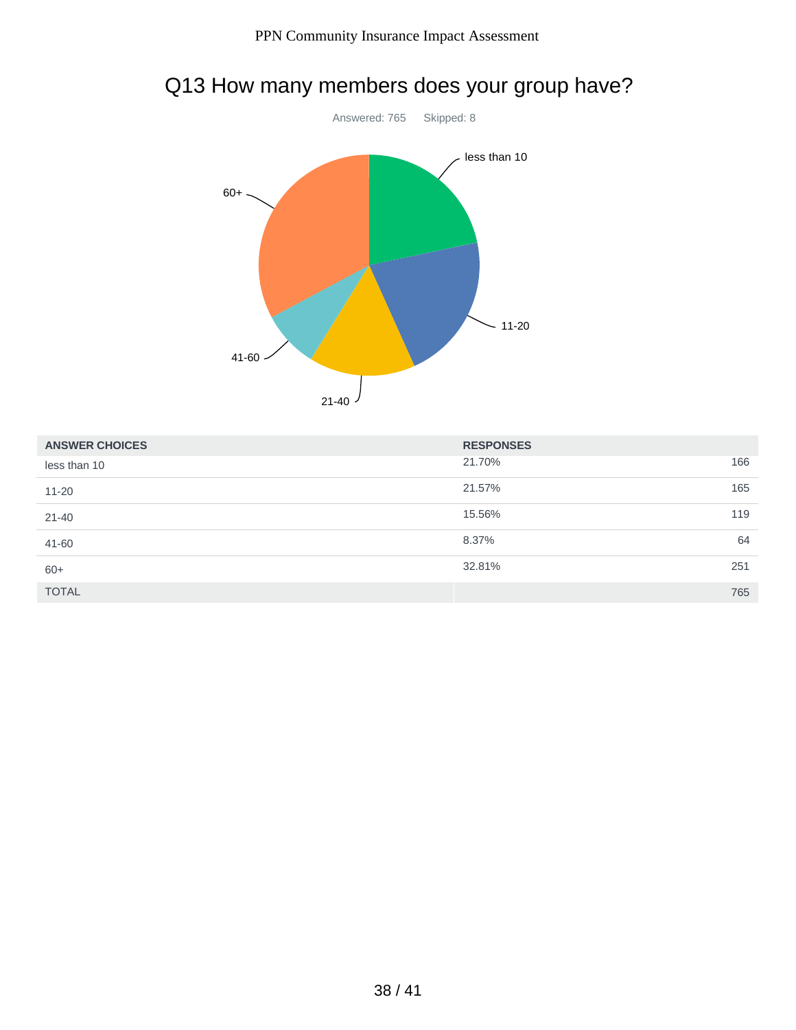# Q13 How many members does your group have?

Answered: 765 Skipped: 8

| ANSWER CHOICES | RESPONSES | |
|---|---|---|
| less than 10 | 21.70% | 166 |
| 11-20 | 21.57% | 165 |
| 21-40 | 15.56% | 119 |
| 41-60 | 8.37% | 64 |
| 60+ | 32.81% | 251 |
| TOTAL | | 765 |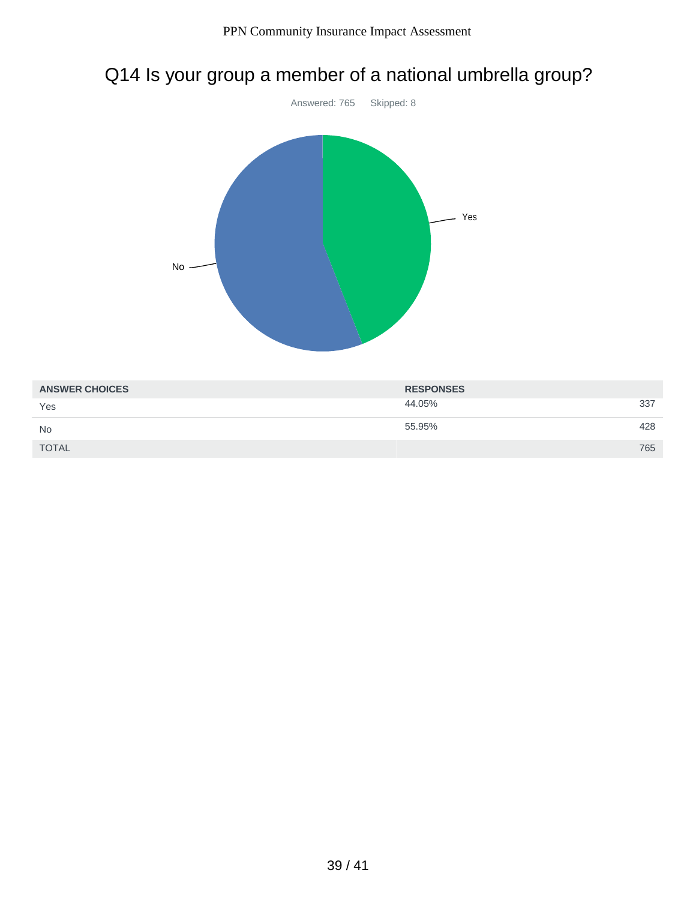# Q14 Is your group a member of a national umbrella group?

Answered: 765 Skipped: 8

Yes

No

| ANSWER CHOICES | RESPONSES | |
|---|---|---|
| Yes | 44.05% | 337 |
| No | 55.95% | 428 |
| TOTAL | | 765 |